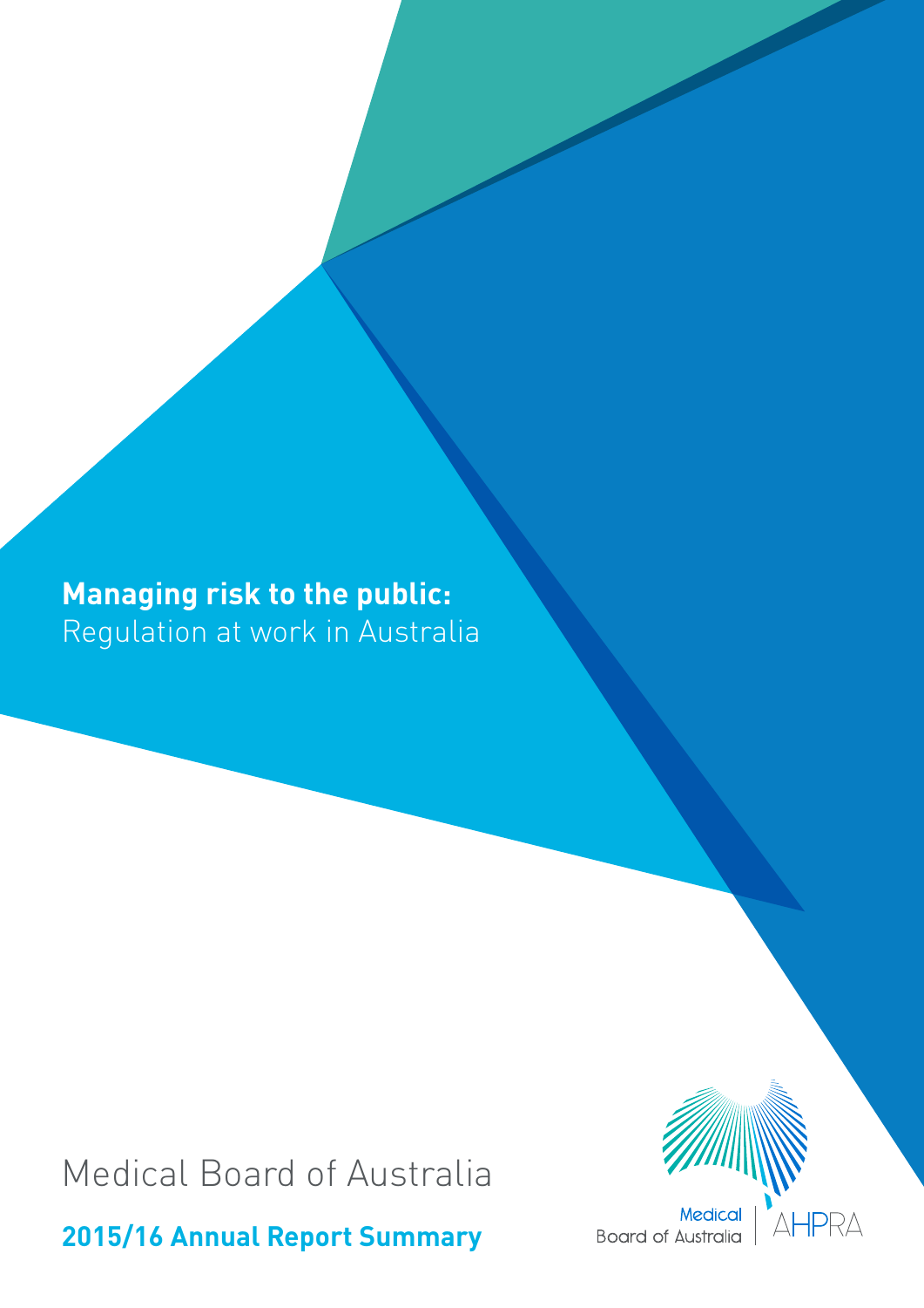**Managing risk to the public:**
Regulation at work in Australia

# Medical Board of Australia

## 2015/16 Annual Report Summary

Medical Board of Australia | AHPRA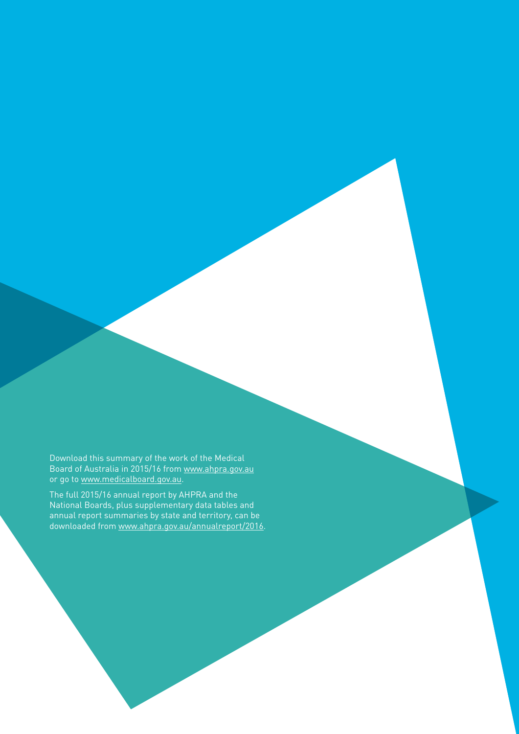Download this summary of the work of the Medical Board of Australia in 2015/16 from www.ahpra.gov.au or go to www.medicalboard.gov.au.

The full 2015/16 annual report by AHPRA and the National Boards, plus supplementary data tables and annual report summaries by state and territory, can be downloaded from www.ahpra.gov.au/annualreport/2016.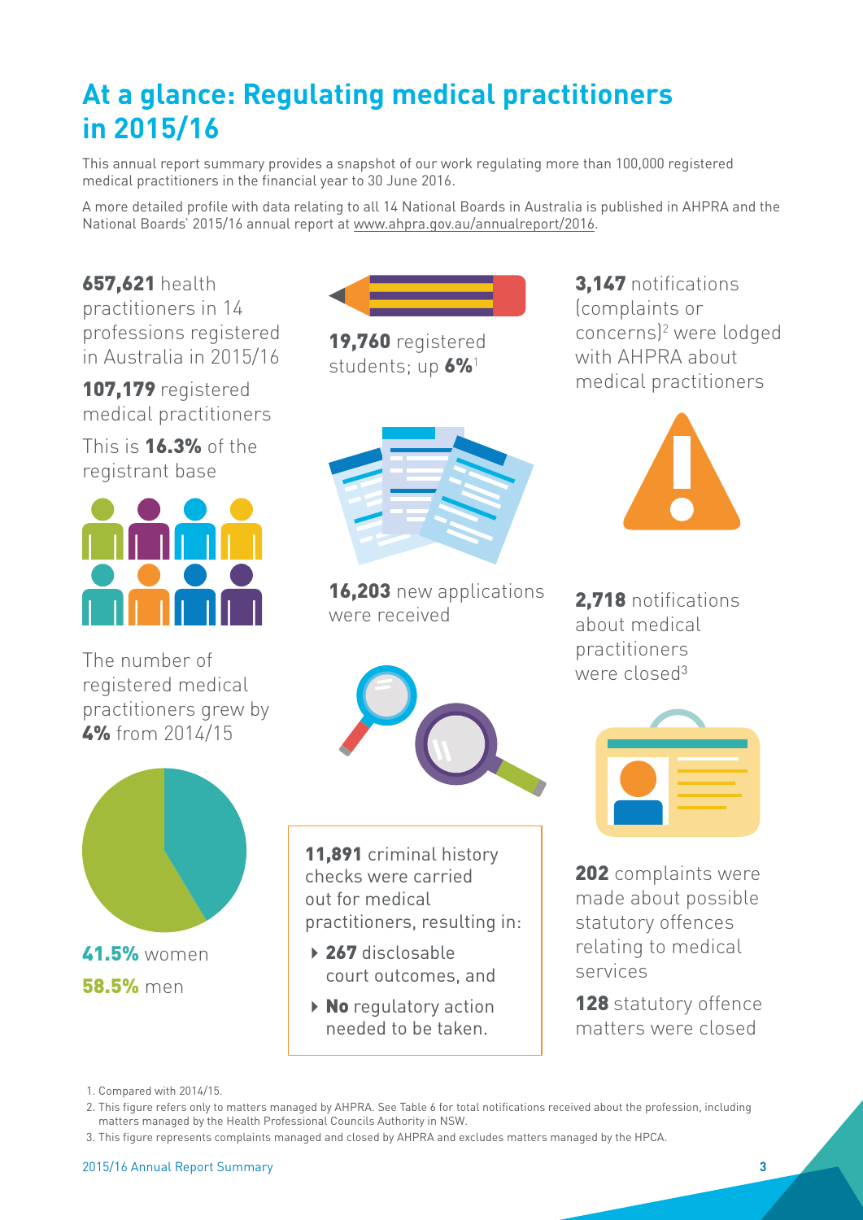# At a glance: Regulating medical practitioners in 2015/16

This annual report summary provides a snapshot of our work regulating more than 100,000 registered medical practitioners in the financial year to 30 June 2016.

A more detailed profile with data relating to all 14 National Boards in Australia is published in AHPRA and the National Boards' 2015/16 annual report at www.ahpra.gov.au/annualreport/2016.

**657,621** health practitioners in 14 professions registered in Australia in 2015/16

**107,179** registered medical practitioners

This is **16.3%** of the registrant base

The number of registered medical practitioners grew by **4%** from 2014/15

**41.5%** women

**58.5%** men

**19,760** registered students; up **6%**[1]

**16,203** new applications were received

**11,891** criminal history checks were carried out for medical practitioners, resulting in:

- **267** disclosable court outcomes, and
- **No** regulatory action needed to be taken.

**3,147** notifications (complaints or concerns)[2] were lodged with AHPRA about medical practitioners

**2,718** notifications about medical practitioners were closed[3]

**202** complaints were made about possible statutory offences relating to medical services

**128** statutory offence matters were closed

1. Compared with 2014/15.
2. This figure refers only to matters managed by AHPRA. See Table 6 for total notifications received about the profession, including matters managed by the Health Professional Councils Authority in NSW.
3. This figure represents complaints managed and closed by AHPRA and excludes matters managed by the HPCA.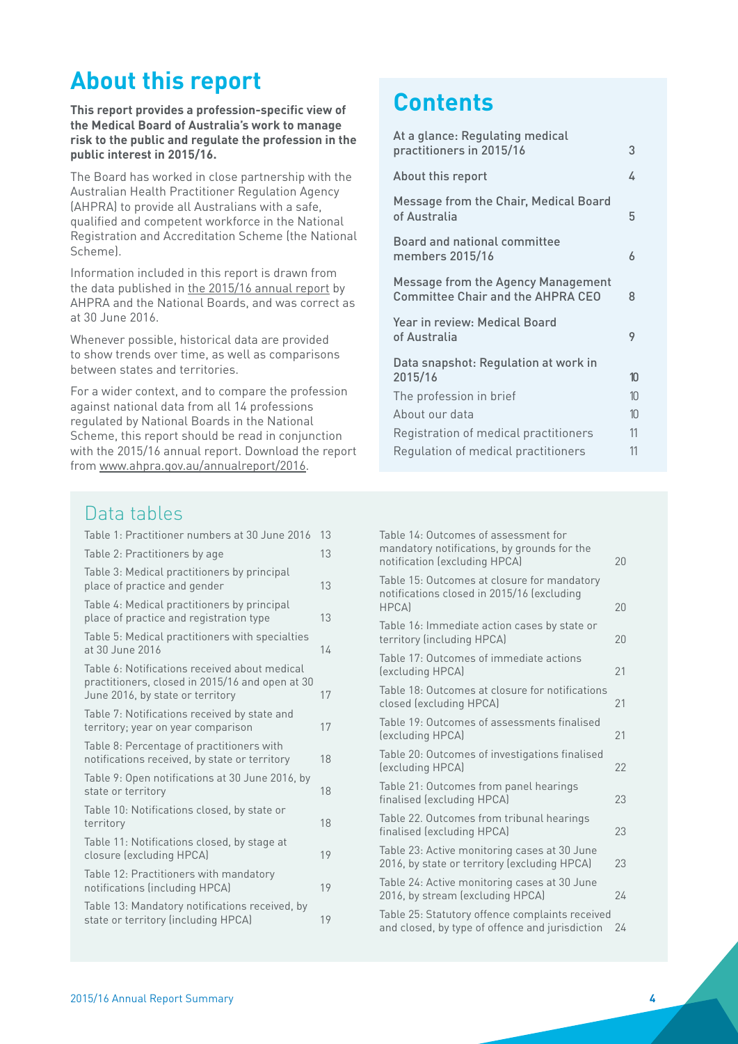# About this report

**This report provides a profession-specific view of the Medical Board of Australia's work to manage risk to the public and regulate the profession in the public interest in 2015/16.**

The Board has worked in close partnership with the Australian Health Practitioner Regulation Agency (AHPRA) to provide all Australians with a safe, qualified and competent workforce in the National Registration and Accreditation Scheme (the National Scheme).

Information included in this report is drawn from the data published in the 2015/16 annual report by AHPRA and the National Boards, and was correct as at 30 June 2016.

Whenever possible, historical data are provided to show trends over time, as well as comparisons between states and territories.

For a wider context, and to compare the profession against national data from all 14 professions regulated by National Boards in the National Scheme, this report should be read in conjunction with the 2015/16 annual report. Download the report from www.ahpra.gov.au/annualreport/2016.

# Contents

| | |
|---|---|
| At a glance: Regulating medical practitioners in 2015/16 | 3 |
| About this report | 4 |
| Message from the Chair, Medical Board of Australia | 5 |
| Board and national committee members 2015/16 | 6 |
| Message from the Agency Management Committee Chair and the AHPRA CEO | 8 |
| Year in review: Medical Board of Australia | 9 |
| Data snapshot: Regulation at work in 2015/16 | 10 |
| The profession in brief | 10 |
| About our data | 10 |
| Registration of medical practitioners | 11 |
| Regulation of medical practitioners | 11 |

## Data tables

| | |
|---|---|
| Table 1: Practitioner numbers at 30 June 2016 | 13 |
| Table 2: Practitioners by age | 13 |
| Table 3: Medical practitioners by principal place of practice and gender | 13 |
| Table 4: Medical practitioners by principal place of practice and registration type | 13 |
| Table 5: Medical practitioners with specialties at 30 June 2016 | 14 |
| Table 6: Notifications received about medical practitioners, closed in 2015/16 and open at 30 June 2016, by state or territory | 17 |
| Table 7: Notifications received by state and territory; year on year comparison | 17 |
| Table 8: Percentage of practitioners with notifications received, by state or territory | 18 |
| Table 9: Open notifications at 30 June 2016, by state or territory | 18 |
| Table 10: Notifications closed, by state or territory | 18 |
| Table 11: Notifications closed, by stage at closure (excluding HPCA) | 19 |
| Table 12: Practitioners with mandatory notifications (including HPCA) | 19 |
| Table 13: Mandatory notifications received, by state or territory (including HPCA) | 19 |
| Table 14: Outcomes of assessment for mandatory notifications, by grounds for the notification (excluding HPCA) | 20 |
| Table 15: Outcomes at closure for mandatory notifications closed in 2015/16 (excluding HPCA) | 20 |
| Table 16: Immediate action cases by state or territory (including HPCA) | 20 |
| Table 17: Outcomes of immediate actions (excluding HPCA) | 21 |
| Table 18: Outcomes at closure for notifications closed (excluding HPCA) | 21 |
| Table 19: Outcomes of assessments finalised (excluding HPCA) | 21 |
| Table 20: Outcomes of investigations finalised (excluding HPCA) | 22 |
| Table 21: Outcomes from panel hearings finalised (excluding HPCA) | 23 |
| Table 22. Outcomes from tribunal hearings finalised (excluding HPCA) | 23 |
| Table 23: Active monitoring cases at 30 June 2016, by state or territory (excluding HPCA) | 23 |
| Table 24: Active monitoring cases at 30 June 2016, by stream (excluding HPCA) | 24 |
| Table 25: Statutory offence complaints received and closed, by type of offence and jurisdiction | 24 |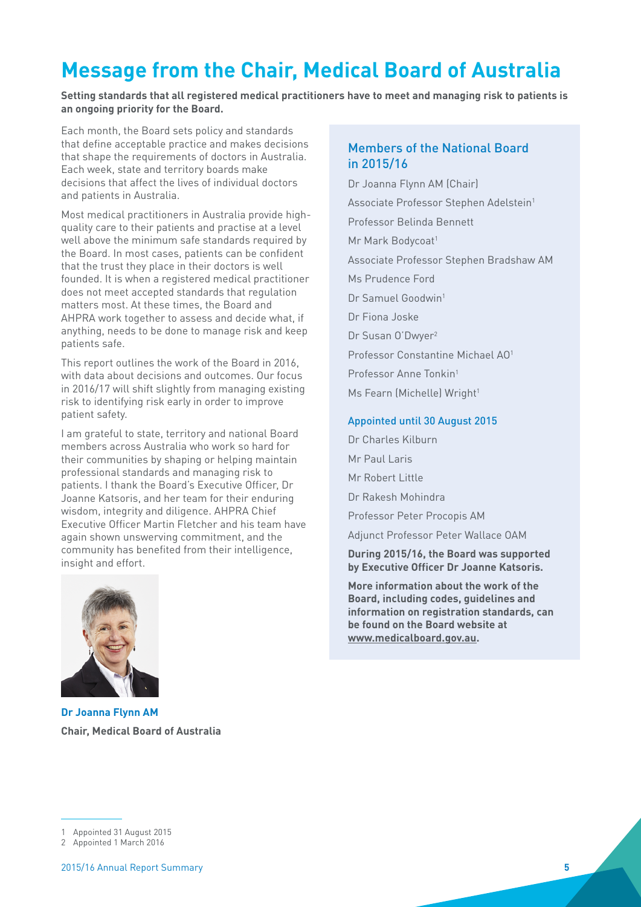# Message from the Chair, Medical Board of Australia

**Setting standards that all registered medical practitioners have to meet and managing risk to patients is an ongoing priority for the Board.**

Each month, the Board sets policy and standards that define acceptable practice and makes decisions that shape the requirements of doctors in Australia. Each week, state and territory boards make decisions that affect the lives of individual doctors and patients in Australia.

Most medical practitioners in Australia provide high-quality care to their patients and practise at a level well above the minimum safe standards required by the Board. In most cases, patients can be confident that the trust they place in their doctors is well founded. It is when a registered medical practitioner does not meet accepted standards that regulation matters most. At these times, the Board and AHPRA work together to assess and decide what, if anything, needs to be done to manage risk and keep patients safe.

This report outlines the work of the Board in 2016, with data about decisions and outcomes. Our focus in 2016/17 will shift slightly from managing existing risk to identifying risk early in order to improve patient safety.

I am grateful to state, territory and national Board members across Australia who work so hard for their communities by shaping or helping maintain professional standards and managing risk to patients. I thank the Board's Executive Officer, Dr Joanne Katsoris, and her team for their enduring wisdom, integrity and diligence. AHPRA Chief Executive Officer Martin Fletcher and his team have again shown unswerving commitment, and the community has benefited from their intelligence, insight and effort.

**Dr Joanna Flynn AM**
**Chair, Medical Board of Australia**

## Members of the National Board in 2015/16

Dr Joanna Flynn AM (Chair)

Associate Professor Stephen Adelstein[1]

Professor Belinda Bennett

Mr Mark Bodycoat[1]

Associate Professor Stephen Bradshaw AM

Ms Prudence Ford

Dr Samuel Goodwin[1]

Dr Fiona Joske

Dr Susan O'Dwyer[2]

Professor Constantine Michael AO[1]

Professor Anne Tonkin[1]

Ms Fearn (Michelle) Wright[1]

### Appointed until 30 August 2015

Dr Charles Kilburn

Mr Paul Laris

Mr Robert Little

Dr Rakesh Mohindra

Professor Peter Procopis AM

Adjunct Professor Peter Wallace OAM

**During 2015/16, the Board was supported by Executive Officer Dr Joanne Katsoris.**

**More information about the work of the Board, including codes, guidelines and information on registration standards, can be found on the Board website at www.medicalboard.gov.au.**

---

1 Appointed 31 August 2015

2 Appointed 1 March 2016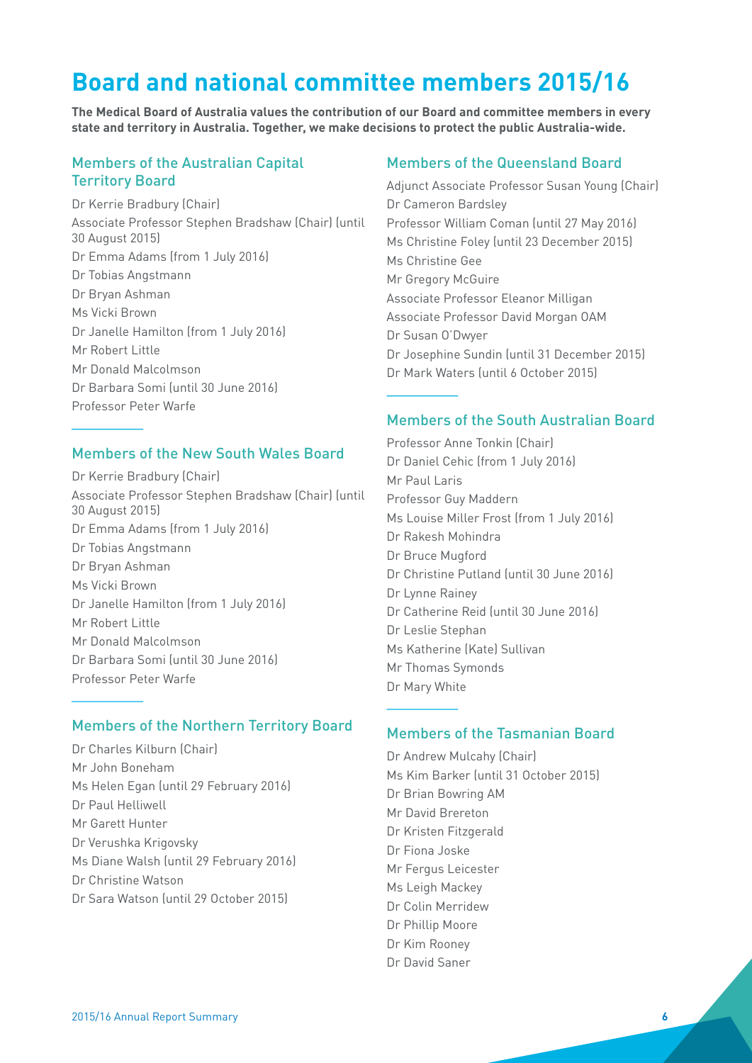# Board and national committee members 2015/16

**The Medical Board of Australia values the contribution of our Board and committee members in every state and territory in Australia. Together, we make decisions to protect the public Australia-wide.**

## Members of the Australian Capital Territory Board

Dr Kerrie Bradbury (Chair)
Associate Professor Stephen Bradshaw (Chair) (until 30 August 2015)
Dr Emma Adams (from 1 July 2016)
Dr Tobias Angstmann
Dr Bryan Ashman
Ms Vicki Brown
Dr Janelle Hamilton (from 1 July 2016)
Mr Robert Little
Mr Donald Malcolmson
Dr Barbara Somi (until 30 June 2016)
Professor Peter Warfe

## Members of the New South Wales Board

Dr Kerrie Bradbury (Chair)
Associate Professor Stephen Bradshaw (Chair) (until 30 August 2015)
Dr Emma Adams (from 1 July 2016)
Dr Tobias Angstmann
Dr Bryan Ashman
Ms Vicki Brown
Dr Janelle Hamilton (from 1 July 2016)
Mr Robert Little
Mr Donald Malcolmson
Dr Barbara Somi (until 30 June 2016)
Professor Peter Warfe

## Members of the Northern Territory Board

Dr Charles Kilburn (Chair)
Mr John Boneham
Ms Helen Egan (until 29 February 2016)
Dr Paul Helliwell
Mr Garett Hunter
Dr Verushka Krigovsky
Ms Diane Walsh (until 29 February 2016)
Dr Christine Watson
Dr Sara Watson (until 29 October 2015)

## Members of the Queensland Board

Adjunct Associate Professor Susan Young (Chair)
Dr Cameron Bardsley
Professor William Coman (until 27 May 2016)
Ms Christine Foley (until 23 December 2015)
Ms Christine Gee
Mr Gregory McGuire
Associate Professor Eleanor Milligan
Associate Professor David Morgan OAM
Dr Susan O'Dwyer
Dr Josephine Sundin (until 31 December 2015)
Dr Mark Waters (until 6 October 2015)

## Members of the South Australian Board

Professor Anne Tonkin (Chair)
Dr Daniel Cehic (from 1 July 2016)
Mr Paul Laris
Professor Guy Maddern
Ms Louise Miller Frost (from 1 July 2016)
Dr Rakesh Mohindra
Dr Bruce Mugford
Dr Christine Putland (until 30 June 2016)
Dr Lynne Rainey
Dr Catherine Reid (until 30 June 2016)
Dr Leslie Stephan
Ms Katherine (Kate) Sullivan
Mr Thomas Symonds
Dr Mary White

## Members of the Tasmanian Board

Dr Andrew Mulcahy (Chair)
Ms Kim Barker (until 31 October 2015)
Dr Brian Bowring AM
Mr David Brereton
Dr Kristen Fitzgerald
Dr Fiona Joske
Mr Fergus Leicester
Ms Leigh Mackey
Dr Colin Merridew
Dr Phillip Moore
Dr Kim Rooney
Dr David Saner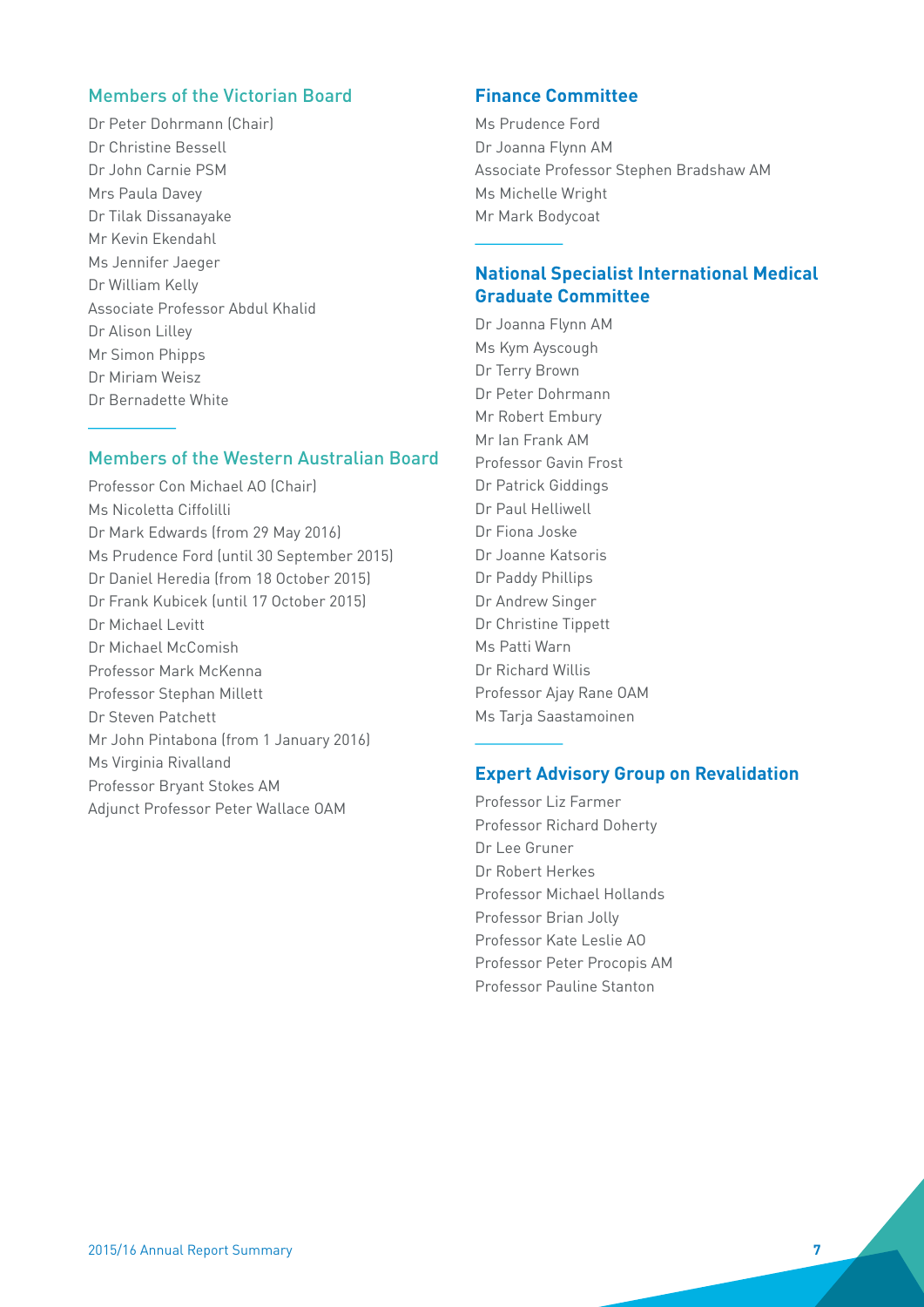## Members of the Victorian Board

Dr Peter Dohrmann (Chair)
Dr Christine Bessell
Dr John Carnie PSM
Mrs Paula Davey
Dr Tilak Dissanayake
Mr Kevin Ekendahl
Ms Jennifer Jaeger
Dr William Kelly
Associate Professor Abdul Khalid
Dr Alison Lilley
Mr Simon Phipps
Dr Miriam Weisz
Dr Bernadette White

## Members of the Western Australian Board

Professor Con Michael AO (Chair)
Ms Nicoletta Ciffolilli
Dr Mark Edwards (from 29 May 2016)
Ms Prudence Ford (until 30 September 2015)
Dr Daniel Heredia (from 18 October 2015)
Dr Frank Kubicek (until 17 October 2015)
Dr Michael Levitt
Dr Michael McComish
Professor Mark McKenna
Professor Stephan Millett
Dr Steven Patchett
Mr John Pintabona (from 1 January 2016)
Ms Virginia Rivalland
Professor Bryant Stokes AM
Adjunct Professor Peter Wallace OAM

## Finance Committee

Ms Prudence Ford
Dr Joanna Flynn AM
Associate Professor Stephen Bradshaw AM
Ms Michelle Wright
Mr Mark Bodycoat

## National Specialist International Medical Graduate Committee

Dr Joanna Flynn AM
Ms Kym Ayscough
Dr Terry Brown
Dr Peter Dohrmann
Mr Robert Embury
Mr Ian Frank AM
Professor Gavin Frost
Dr Patrick Giddings
Dr Paul Helliwell
Dr Fiona Joske
Dr Joanne Katsoris
Dr Paddy Phillips
Dr Andrew Singer
Dr Christine Tippett
Ms Patti Warn
Dr Richard Willis
Professor Ajay Rane OAM
Ms Tarja Saastamoinen

## Expert Advisory Group on Revalidation

Professor Liz Farmer
Professor Richard Doherty
Dr Lee Gruner
Dr Robert Herkes
Professor Michael Hollands
Professor Brian Jolly
Professor Kate Leslie AO
Professor Peter Procopis AM
Professor Pauline Stanton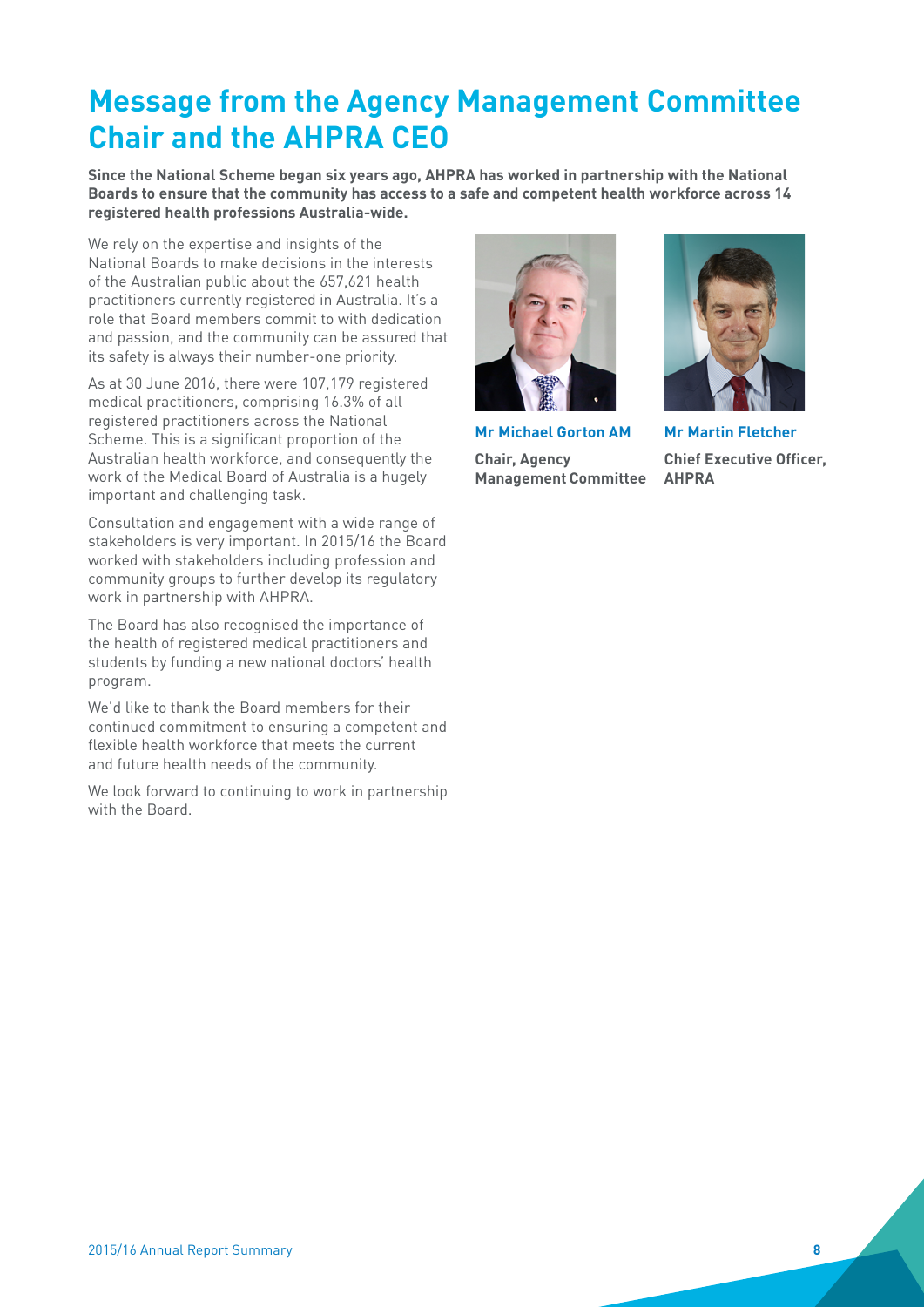# Message from the Agency Management Committee Chair and the AHPRA CEO

**Since the National Scheme began six years ago, AHPRA has worked in partnership with the National Boards to ensure that the community has access to a safe and competent health workforce across 14 registered health professions Australia-wide.**

We rely on the expertise and insights of the National Boards to make decisions in the interests of the Australian public about the 657,621 health practitioners currently registered in Australia. It's a role that Board members commit to with dedication and passion, and the community can be assured that its safety is always their number-one priority.

As at 30 June 2016, there were 107,179 registered medical practitioners, comprising 16.3% of all registered practitioners across the National Scheme. This is a significant proportion of the Australian health workforce, and consequently the work of the Medical Board of Australia is a hugely important and challenging task.

Consultation and engagement with a wide range of stakeholders is very important. In 2015/16 the Board worked with stakeholders including profession and community groups to further develop its regulatory work in partnership with AHPRA.

The Board has also recognised the importance of the health of registered medical practitioners and students by funding a new national doctors' health program.

We'd like to thank the Board members for their continued commitment to ensuring a competent and flexible health workforce that meets the current and future health needs of the community.

We look forward to continuing to work in partnership with the Board.

**Mr Michael Gorton AM**
**Chair, Agency Management Committee**

**Mr Martin Fletcher**
**Chief Executive Officer, AHPRA**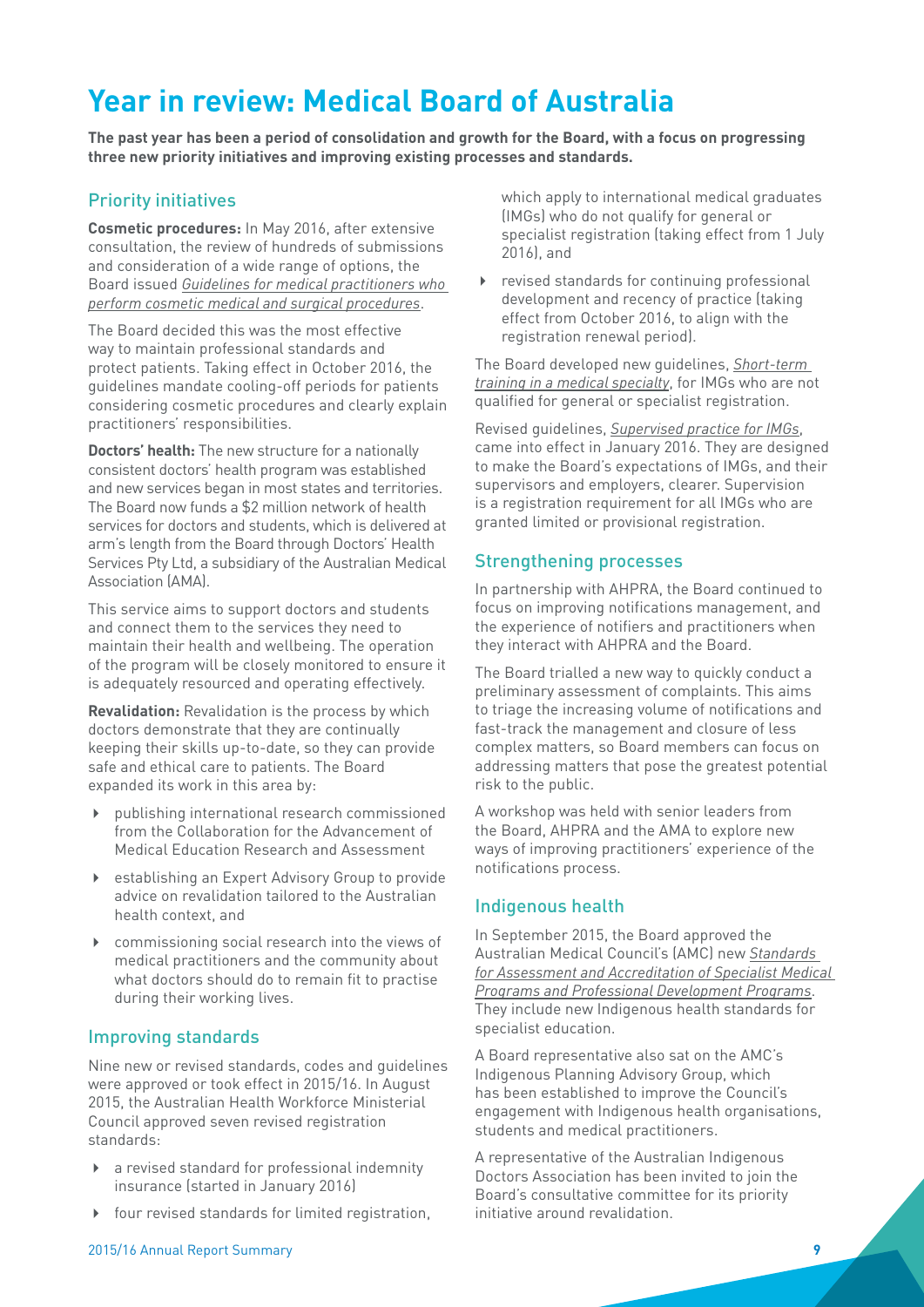# Year in review: Medical Board of Australia

**The past year has been a period of consolidation and growth for the Board, with a focus on progressing three new priority initiatives and improving existing processes and standards.**

## Priority initiatives

**Cosmetic procedures:** In May 2016, after extensive consultation, the review of hundreds of submissions and consideration of a wide range of options, the Board issued *Guidelines for medical practitioners who perform cosmetic medical and surgical procedures*.

The Board decided this was the most effective way to maintain professional standards and protect patients. Taking effect in October 2016, the guidelines mandate cooling-off periods for patients considering cosmetic procedures and clearly explain practitioners' responsibilities.

**Doctors' health:** The new structure for a nationally consistent doctors' health program was established and new services began in most states and territories. The Board now funds a $2 million network of health services for doctors and students, which is delivered at arm's length from the Board through Doctors' Health Services Pty Ltd, a subsidiary of the Australian Medical Association (AMA).

This service aims to support doctors and students and connect them to the services they need to maintain their health and wellbeing. The operation of the program will be closely monitored to ensure it is adequately resourced and operating effectively.

**Revalidation:** Revalidation is the process by which doctors demonstrate that they are continually keeping their skills up-to-date, so they can provide safe and ethical care to patients. The Board expanded its work in this area by:

- publishing international research commissioned from the Collaboration for the Advancement of Medical Education Research and Assessment
- establishing an Expert Advisory Group to provide advice on revalidation tailored to the Australian health context, and
- commissioning social research into the views of medical practitioners and the community about what doctors should do to remain fit to practise during their working lives.

## Improving standards

Nine new or revised standards, codes and guidelines were approved or took effect in 2015/16. In August 2015, the Australian Health Workforce Ministerial Council approved seven revised registration standards:

- a revised standard for professional indemnity insurance (started in January 2016)
- four revised standards for limited registration, which apply to international medical graduates (IMGs) who do not qualify for general or specialist registration (taking effect from 1 July 2016), and
- revised standards for continuing professional development and recency of practice (taking effect from October 2016, to align with the registration renewal period).

The Board developed new guidelines, *Short-term training in a medical specialty*, for IMGs who are not qualified for general or specialist registration.

Revised guidelines, *Supervised practice for IMGs*, came into effect in January 2016. They are designed to make the Board's expectations of IMGs, and their supervisors and employers, clearer. Supervision is a registration requirement for all IMGs who are granted limited or provisional registration.

## Strengthening processes

In partnership with AHPRA, the Board continued to focus on improving notifications management, and the experience of notifiers and practitioners when they interact with AHPRA and the Board.

The Board trialled a new way to quickly conduct a preliminary assessment of complaints. This aims to triage the increasing volume of notifications and fast-track the management and closure of less complex matters, so Board members can focus on addressing matters that pose the greatest potential risk to the public.

A workshop was held with senior leaders from the Board, AHPRA and the AMA to explore new ways of improving practitioners' experience of the notifications process.

## Indigenous health

In September 2015, the Board approved the Australian Medical Council's (AMC) new *Standards for Assessment and Accreditation of Specialist Medical Programs and Professional Development Programs*. They include new Indigenous health standards for specialist education.

A Board representative also sat on the AMC's Indigenous Planning Advisory Group, which has been established to improve the Council's engagement with Indigenous health organisations, students and medical practitioners.

A representative of the Australian Indigenous Doctors Association has been invited to join the Board's consultative committee for its priority initiative around revalidation.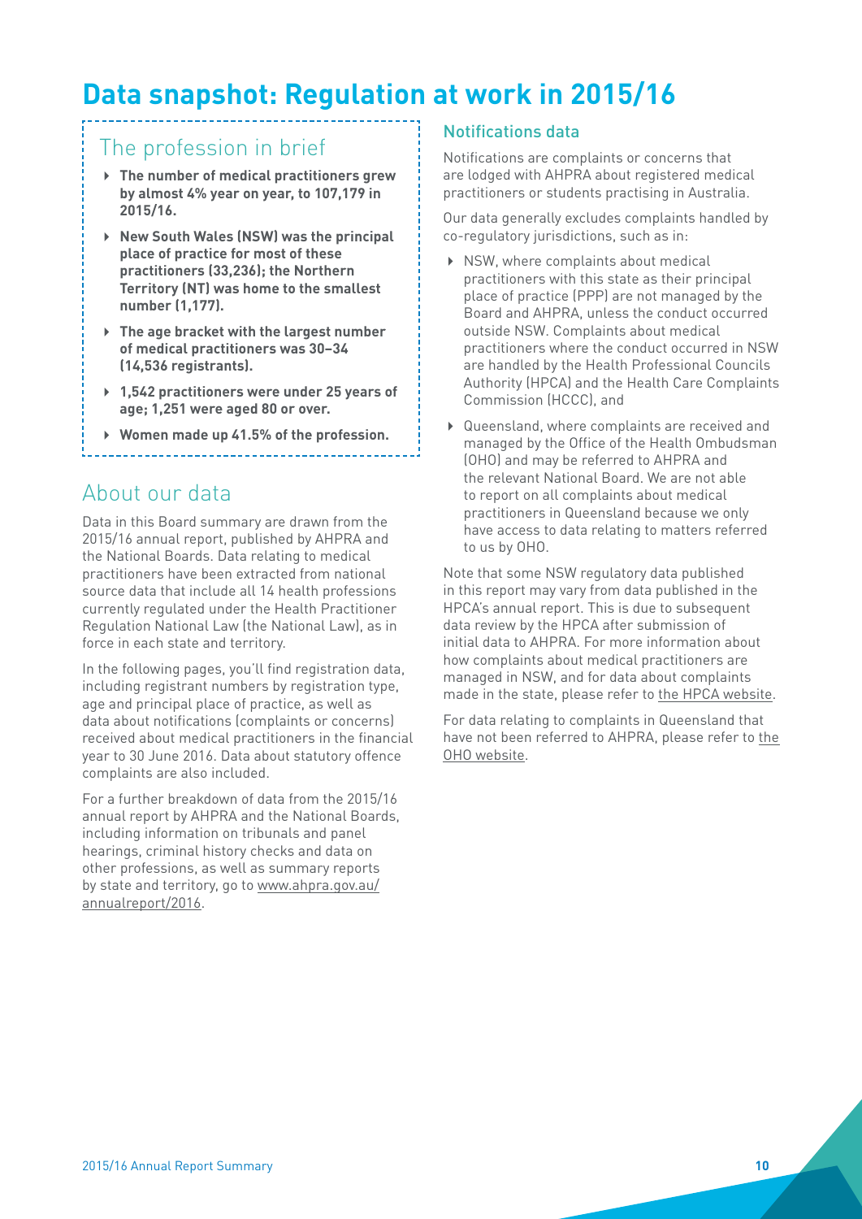# Data snapshot: Regulation at work in 2015/16

## The profession in brief

- **The number of medical practitioners grew by almost 4% year on year, to 107,179 in 2015/16.**
- **New South Wales (NSW) was the principal place of practice for most of these practitioners (33,236); the Northern Territory (NT) was home to the smallest number (1,177).**
- **The age bracket with the largest number of medical practitioners was 30–34 (14,536 registrants).**
- **1,542 practitioners were under 25 years of age; 1,251 were aged 80 or over.**
- **Women made up 41.5% of the profession.**

## About our data

Data in this Board summary are drawn from the 2015/16 annual report, published by AHPRA and the National Boards. Data relating to medical practitioners have been extracted from national source data that include all 14 health professions currently regulated under the Health Practitioner Regulation National Law (the National Law), as in force in each state and territory.

In the following pages, you'll find registration data, including registrant numbers by registration type, age and principal place of practice, as well as data about notifications (complaints or concerns) received about medical practitioners in the financial year to 30 June 2016. Data about statutory offence complaints are also included.

For a further breakdown of data from the 2015/16 annual report by AHPRA and the National Boards, including information on tribunals and panel hearings, criminal history checks and data on other professions, as well as summary reports by state and territory, go to www.ahpra.gov.au/annualreport/2016.

### Notifications data

Notifications are complaints or concerns that are lodged with AHPRA about registered medical practitioners or students practising in Australia.

Our data generally excludes complaints handled by co-regulatory jurisdictions, such as in:

- NSW, where complaints about medical practitioners with this state as their principal place of practice (PPP) are not managed by the Board and AHPRA, unless the conduct occurred outside NSW. Complaints about medical practitioners where the conduct occurred in NSW are handled by the Health Professional Councils Authority (HPCA) and the Health Care Complaints Commission (HCCC), and
- Queensland, where complaints are received and managed by the Office of the Health Ombudsman (OHO) and may be referred to AHPRA and the relevant National Board. We are not able to report on all complaints about medical practitioners in Queensland because we only have access to data relating to matters referred to us by OHO.

Note that some NSW regulatory data published in this report may vary from data published in the HPCA's annual report. This is due to subsequent data review by the HPCA after submission of initial data to AHPRA. For more information about how complaints about medical practitioners are managed in NSW, and for data about complaints made in the state, please refer to the HPCA website.

For data relating to complaints in Queensland that have not been referred to AHPRA, please refer to the OHO website.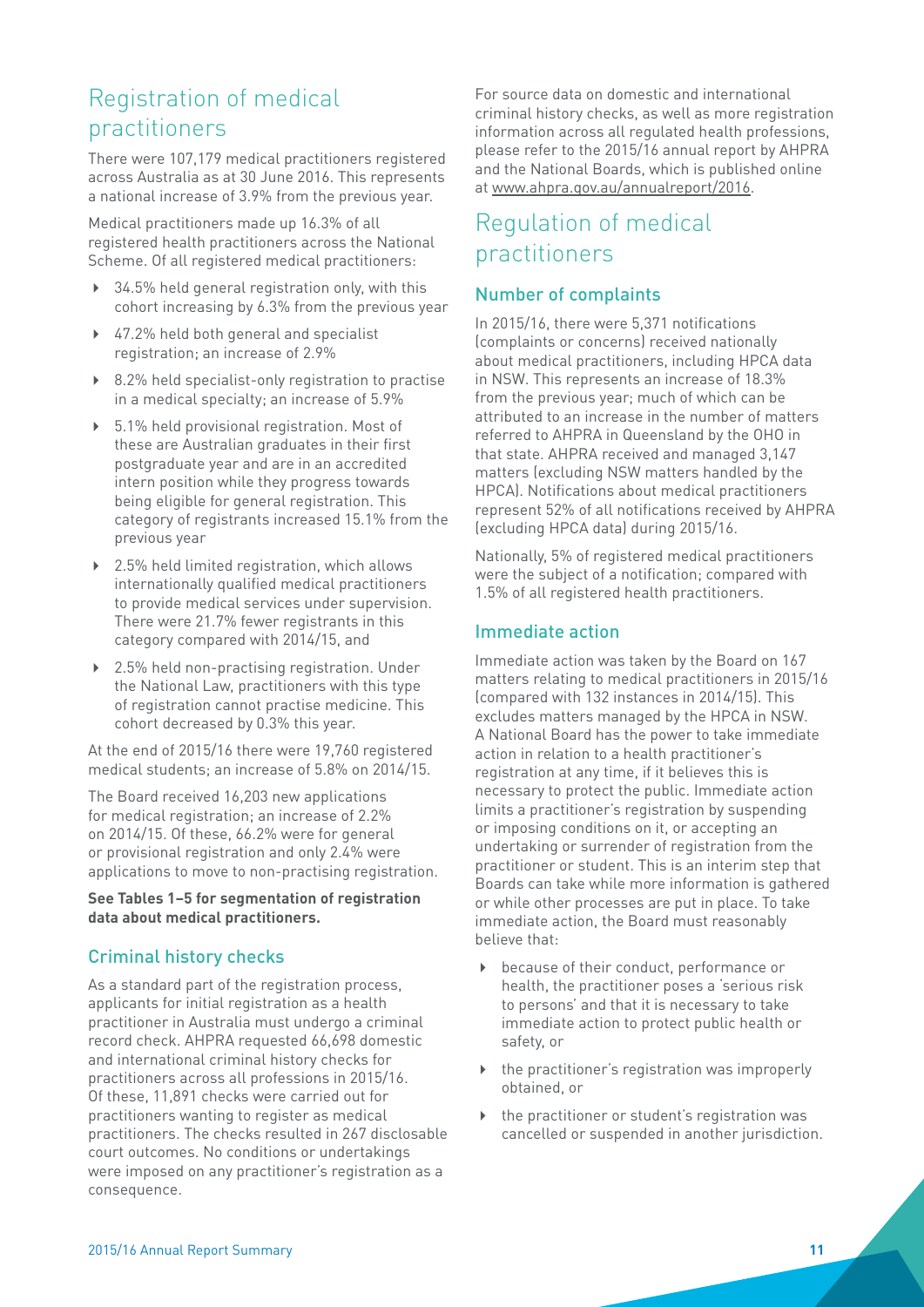## Registration of medical practitioners

There were 107,179 medical practitioners registered across Australia as at 30 June 2016. This represents a national increase of 3.9% from the previous year.

Medical practitioners made up 16.3% of all registered health practitioners across the National Scheme. Of all registered medical practitioners:

- 34.5% held general registration only, with this cohort increasing by 6.3% from the previous year
- 47.2% held both general and specialist registration; an increase of 2.9%
- 8.2% held specialist-only registration to practise in a medical specialty; an increase of 5.9%
- 5.1% held provisional registration. Most of these are Australian graduates in their first postgraduate year and are in an accredited intern position while they progress towards being eligible for general registration. This category of registrants increased 15.1% from the previous year
- 2.5% held limited registration, which allows internationally qualified medical practitioners to provide medical services under supervision. There were 21.7% fewer registrants in this category compared with 2014/15, and
- 2.5% held non-practising registration. Under the National Law, practitioners with this type of registration cannot practise medicine. This cohort decreased by 0.3% this year.

At the end of 2015/16 there were 19,760 registered medical students; an increase of 5.8% on 2014/15.

The Board received 16,203 new applications for medical registration; an increase of 2.2% on 2014/15. Of these, 66.2% were for general or provisional registration and only 2.4% were applications to move to non-practising registration.

**See Tables 1–5 for segmentation of registration data about medical practitioners.**

### Criminal history checks

As a standard part of the registration process, applicants for initial registration as a health practitioner in Australia must undergo a criminal record check. AHPRA requested 66,698 domestic and international criminal history checks for practitioners across all professions in 2015/16. Of these, 11,891 checks were carried out for practitioners wanting to register as medical practitioners. The checks resulted in 267 disclosable court outcomes. No conditions or undertakings were imposed on any practitioner's registration as a consequence.

For source data on domestic and international criminal history checks, as well as more registration information across all regulated health professions, please refer to the 2015/16 annual report by AHPRA and the National Boards, which is published online at www.ahpra.gov.au/annualreport/2016.

## Regulation of medical practitioners

### Number of complaints

In 2015/16, there were 5,371 notifications (complaints or concerns) received nationally about medical practitioners, including HPCA data in NSW. This represents an increase of 18.3% from the previous year; much of which can be attributed to an increase in the number of matters referred to AHPRA in Queensland by the OHO in that state. AHPRA received and managed 3,147 matters (excluding NSW matters handled by the HPCA). Notifications about medical practitioners represent 52% of all notifications received by AHPRA (excluding HPCA data) during 2015/16.

Nationally, 5% of registered medical practitioners were the subject of a notification; compared with 1.5% of all registered health practitioners.

### Immediate action

Immediate action was taken by the Board on 167 matters relating to medical practitioners in 2015/16 (compared with 132 instances in 2014/15). This excludes matters managed by the HPCA in NSW. A National Board has the power to take immediate action in relation to a health practitioner's registration at any time, if it believes this is necessary to protect the public. Immediate action limits a practitioner's registration by suspending or imposing conditions on it, or accepting an undertaking or surrender of registration from the practitioner or student. This is an interim step that Boards can take while more information is gathered or while other processes are put in place. To take immediate action, the Board must reasonably believe that:

- because of their conduct, performance or health, the practitioner poses a 'serious risk to persons' and that it is necessary to take immediate action to protect public health or safety, or
- the practitioner's registration was improperly obtained, or
- the practitioner or student's registration was cancelled or suspended in another jurisdiction.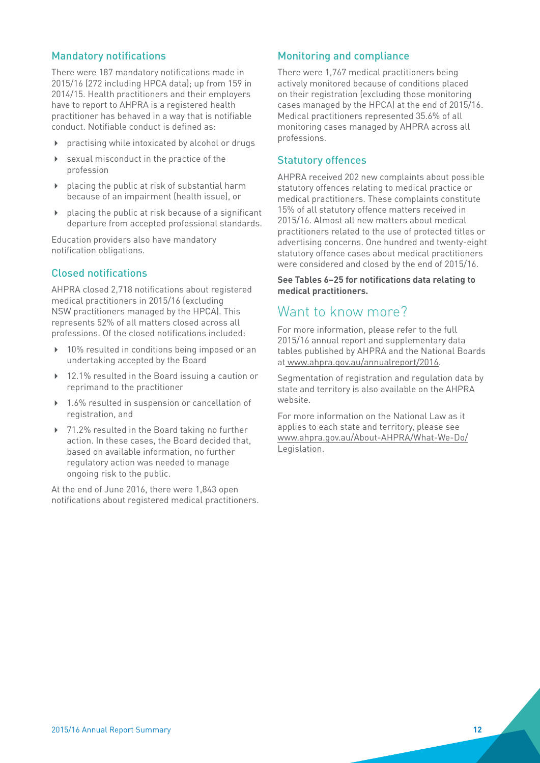## Mandatory notifications

There were 187 mandatory notifications made in 2015/16 (272 including HPCA data); up from 159 in 2014/15. Health practitioners and their employers have to report to AHPRA is a registered health practitioner has behaved in a way that is notifiable conduct. Notifiable conduct is defined as:

- practising while intoxicated by alcohol or drugs
- sexual misconduct in the practice of the profession
- placing the public at risk of substantial harm because of an impairment (health issue), or
- placing the public at risk because of a significant departure from accepted professional standards.

Education providers also have mandatory notification obligations.

## Closed notifications

AHPRA closed 2,718 notifications about registered medical practitioners in 2015/16 (excluding NSW practitioners managed by the HPCA). This represents 52% of all matters closed across all professions. Of the closed notifications included:

- 10% resulted in conditions being imposed or an undertaking accepted by the Board
- 12.1% resulted in the Board issuing a caution or reprimand to the practitioner
- 1.6% resulted in suspension or cancellation of registration, and
- 71.2% resulted in the Board taking no further action. In these cases, the Board decided that, based on available information, no further regulatory action was needed to manage ongoing risk to the public.

At the end of June 2016, there were 1,843 open notifications about registered medical practitioners.

## Monitoring and compliance

There were 1,767 medical practitioners being actively monitored because of conditions placed on their registration (excluding those monitoring cases managed by the HPCA) at the end of 2015/16. Medical practitioners represented 35.6% of all monitoring cases managed by AHPRA across all professions.

## Statutory offences

AHPRA received 202 new complaints about possible statutory offences relating to medical practice or medical practitioners. These complaints constitute 15% of all statutory offence matters received in 2015/16. Almost all new matters about medical practitioners related to the use of protected titles or advertising concerns. One hundred and twenty-eight statutory offence cases about medical practitioners were considered and closed by the end of 2015/16.

**See Tables 6–25 for notifications data relating to medical practitioners.**

# Want to know more?

For more information, please refer to the full 2015/16 annual report and supplementary data tables published by AHPRA and the National Boards at www.ahpra.gov.au/annualreport/2016.

Segmentation of registration and regulation data by state and territory is also available on the AHPRA website.

For more information on the National Law as it applies to each state and territory, please see www.ahpra.gov.au/About-AHPRA/What-We-Do/Legislation.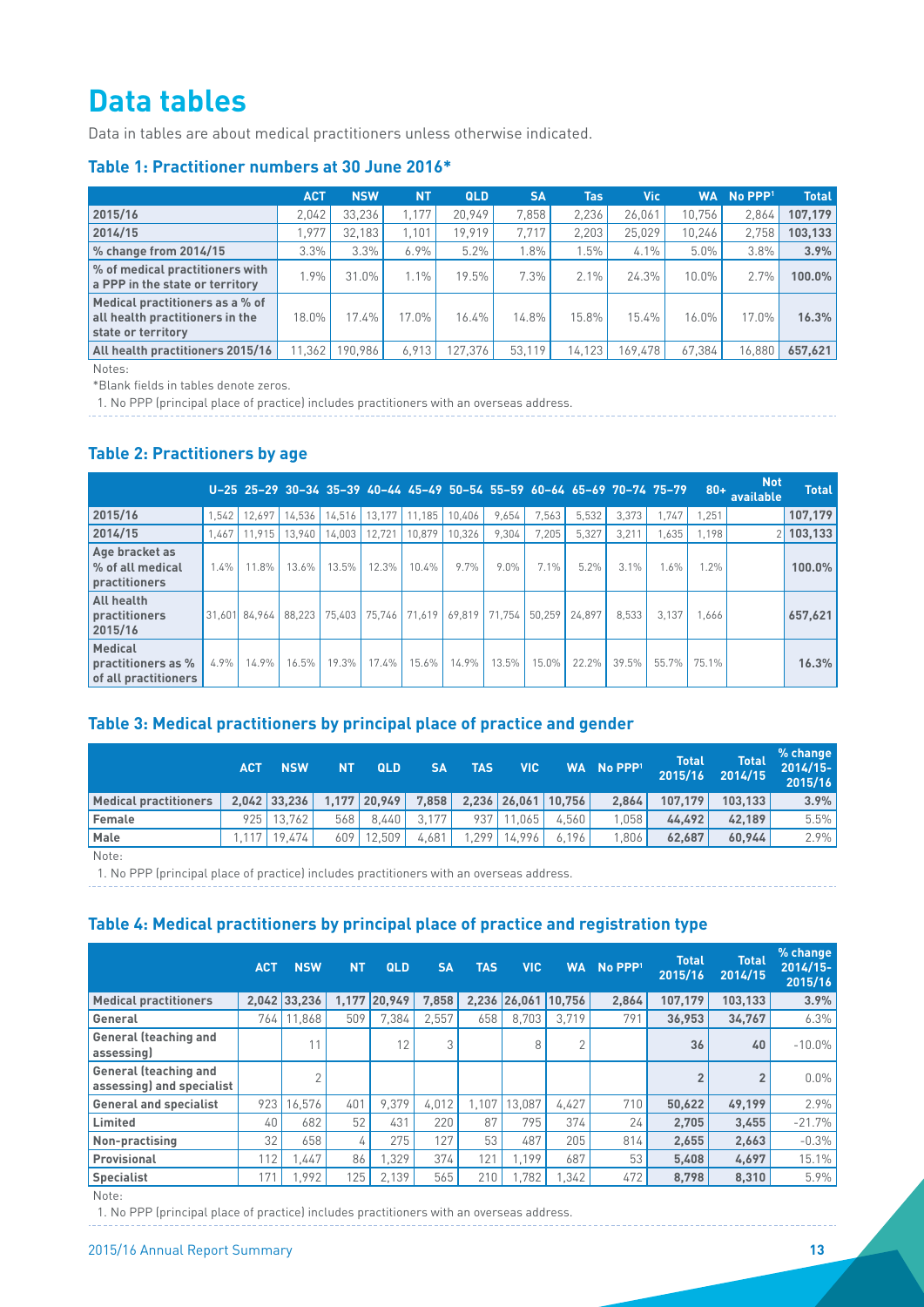# Data tables

Data in tables are about medical practitioners unless otherwise indicated.

### Table 1: Practitioner numbers at 30 June 2016*

| | ACT | NSW | NT | QLD | SA | Tas | Vic | WA | No PPP[1] | Total |
|---|---|---|---|---|---|---|---|---|---|---|
| **2015/16** | 2,042 | 33,236 | 1,177 | 20,949 | 7,858 | 2,236 | 26,061 | 10,756 | 2,864 | **107,179** |
| **2014/15** | 1,977 | 32,183 | 1,101 | 19,919 | 7,717 | 2,203 | 25,029 | 10,246 | 2,758 | **103,133** |
| **% change from 2014/15** | 3.3% | 3.3% | 6.9% | 5.2% | 1.8% | 1.5% | 4.1% | 5.0% | 3.8% | **3.9%** |
| **% of medical practitioners with a PPP in the state or territory** | 1.9% | 31.0% | 1.1% | 19.5% | 7.3% | 2.1% | 24.3% | 10.0% | 2.7% | **100.0%** |
| **Medical practitioners as a % of all health practitioners in the state or territory** | 18.0% | 17.4% | 17.0% | 16.4% | 14.8% | 15.8% | 15.4% | 16.0% | 17.0% | **16.3%** |
| **All health practitioners 2015/16** | 11,362 | 190,986 | 6,913 | 127,376 | 53,119 | 14,123 | 169,478 | 67,384 | 16,880 | **657,621** |

Notes:

*Blank fields in tables denote zeros.

1. No PPP (principal place of practice) includes practitioners with an overseas address.

### Table 2: Practitioners by age

| | U–25 | 25–29 | 30–34 | 35–39 | 40–44 | 45–49 | 50–54 | 55–59 | 60–64 | 65–69 | 70–74 | 75–79 | 80+ | Not available | Total |
|---|---|---|---|---|---|---|---|---|---|---|---|---|---|---|---|
| **2015/16** | 1,542 | 12,697 | 14,536 | 14,516 | 13,177 | 11,185 | 10,406 | 9,654 | 7,563 | 5,532 | 3,373 | 1,747 | 1,251 | | **107,179** |
| **2014/15** | 1,467 | 11,915 | 13,940 | 14,003 | 12,721 | 10,879 | 10,326 | 9,304 | 7,205 | 5,327 | 3,211 | 1,635 | 1,198 | 2 | **103,133** |
| **Age bracket as % of all medical practitioners** | 1.4% | 11.8% | 13.6% | 13.5% | 12.3% | 10.4% | 9.7% | 9.0% | 7.1% | 5.2% | 3.1% | 1.6% | 1.2% | | **100.0%** |
| **All health practitioners 2015/16** | 31,601 | 84,964 | 88,223 | 75,403 | 75,746 | 71,619 | 69,819 | 71,754 | 50,259 | 24,897 | 8,533 | 3,137 | 1,666 | | **657,621** |
| **Medical practitioners as % of all practitioners** | 4.9% | 14.9% | 16.5% | 19.3% | 17.4% | 15.6% | 14.9% | 13.5% | 15.0% | 22.2% | 39.5% | 55.7% | 75.1% | | **16.3%** |

### Table 3: Medical practitioners by principal place of practice and gender

| | ACT | NSW | NT | QLD | SA | TAS | VIC | WA | No PPP[1] | Total 2015/16 | Total 2014/15 | % change 2014/15-2015/16 |
|---|---|---|---|---|---|---|---|---|---|---|---|---|
| **Medical practitioners** | **2,042** | **33,236** | **1,177** | **20,949** | **7,858** | **2,236** | **26,061** | **10,756** | **2,864** | **107,179** | **103,133** | **3.9%** |
| **Female** | 925 | 13,762 | 568 | 8,440 | 3,177 | 937 | 11,065 | 4,560 | 1,058 | **44,492** | **42,189** | 5.5% |
| **Male** | 1,117 | 19,474 | 609 | 12,509 | 4,681 | 1,299 | 14,996 | 6,196 | 1,806 | **62,687** | **60,944** | 2.9% |

Note:

1. No PPP (principal place of practice) includes practitioners with an overseas address.

### Table 4: Medical practitioners by principal place of practice and registration type

| | ACT | NSW | NT | QLD | SA | TAS | VIC | WA | No PPP[1] | Total 2015/16 | Total 2014/15 | % change 2014/15-2015/16 |
|---|---|---|---|---|---|---|---|---|---|---|---|---|
| **Medical practitioners** | **2,042** | **33,236** | **1,177** | **20,949** | **7,858** | **2,236** | **26,061** | **10,756** | **2,864** | **107,179** | **103,133** | **3.9%** |
| **General** | 764 | 11,868 | 509 | 7,384 | 2,557 | 658 | 8,703 | 3,719 | 791 | **36,953** | **34,767** | 6.3% |
| **General (teaching and assessing)** | | 11 | | 12 | 3 | | 8 | 2 | | **36** | **40** | -10.0% |
| **General (teaching and assessing) and specialist** | | 2 | | | | | | | | **2** | **2** | 0.0% |
| **General and specialist** | 923 | 16,576 | 401 | 9,379 | 4,012 | 1,107 | 13,087 | 4,427 | 710 | **50,622** | **49,199** | 2.9% |
| **Limited** | 40 | 682 | 52 | 431 | 220 | 87 | 795 | 374 | 24 | **2,705** | **3,455** | -21.7% |
| **Non-practising** | 32 | 658 | 4 | 275 | 127 | 53 | 487 | 205 | 814 | **2,655** | **2,663** | -0.3% |
| **Provisional** | 112 | 1,447 | 86 | 1,329 | 374 | 121 | 1,199 | 687 | 53 | **5,408** | **4,697** | 15.1% |
| **Specialist** | 171 | 1,992 | 125 | 2,139 | 565 | 210 | 1,782 | 1,342 | 472 | **8,798** | **8,310** | 5.9% |

Note:

1. No PPP (principal place of practice) includes practitioners with an overseas address.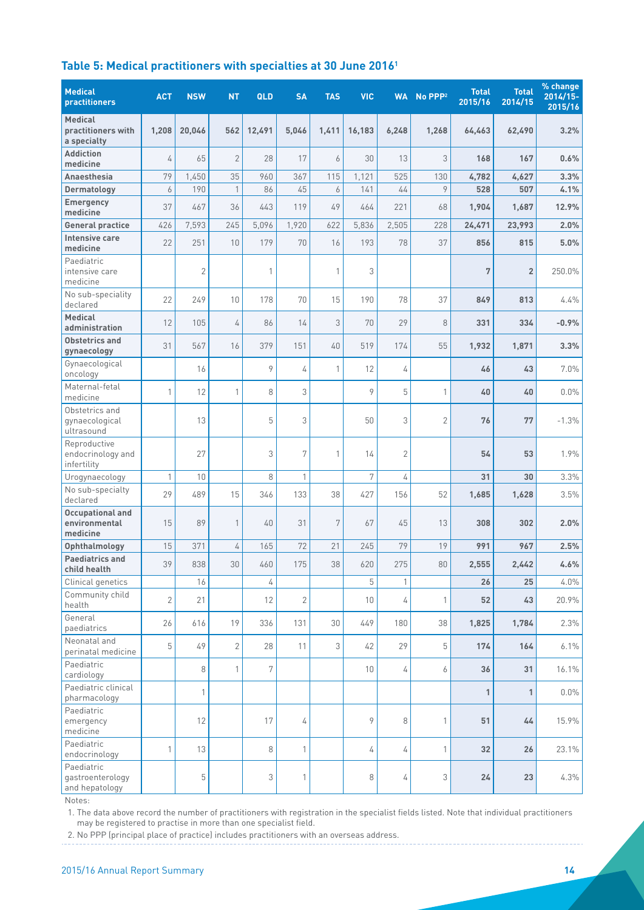## Table 5: Medical practitioners with specialties at 30 June 2016[1]

| Medical practitioners | ACT | NSW | NT | QLD | SA | TAS | VIC | WA | No PPP[2] | Total 2015/16 | Total 2014/15 | % change 2014/15-2015/16 |
|---|---|---|---|---|---|---|---|---|---|---|---|---|
| **Medical practitioners with a specialty** | **1,208** | **20,046** | **562** | **12,491** | **5,046** | **1,411** | **16,183** | **6,248** | **1,268** | **64,463** | **62,490** | **3.2%** |
| **Addiction medicine** | 4 | 65 | 2 | 28 | 17 | 6 | 30 | 13 | 3 | **168** | **167** | **0.6%** |
| **Anaesthesia** | 79 | 1,450 | 35 | 960 | 367 | 115 | 1,121 | 525 | 130 | **4,782** | **4,627** | **3.3%** |
| **Dermatology** | 6 | 190 | 1 | 86 | 45 | 6 | 141 | 44 | 9 | **528** | **507** | **4.1%** |
| **Emergency medicine** | 37 | 467 | 36 | 443 | 119 | 49 | 464 | 221 | 68 | **1,904** | **1,687** | **12.9%** |
| **General practice** | 426 | 7,593 | 245 | 5,096 | 1,920 | 622 | 5,836 | 2,505 | 228 | **24,471** | **23,993** | **2.0%** |
| **Intensive care medicine** | 22 | 251 | 10 | 179 | 70 | 16 | 193 | 78 | 37 | **856** | **815** | **5.0%** |
| Paediatric intensive care medicine | | 2 | | 1 | | 1 | 3 | | | **7** | **2** | 250.0% |
| No sub-speciality declared | 22 | 249 | 10 | 178 | 70 | 15 | 190 | 78 | 37 | **849** | **813** | 4.4% |
| **Medical administration** | 12 | 105 | 4 | 86 | 14 | 3 | 70 | 29 | 8 | **331** | **334** | **-0.9%** |
| **Obstetrics and gynaecology** | 31 | 567 | 16 | 379 | 151 | 40 | 519 | 174 | 55 | **1,932** | **1,871** | **3.3%** |
| Gynaecological oncology | | 16 | | 9 | 4 | 1 | 12 | 4 | | **46** | **43** | 7.0% |
| Maternal-fetal medicine | 1 | 12 | 1 | 8 | 3 | | 9 | 5 | 1 | **40** | **40** | 0.0% |
| Obstetrics and gynaecological ultrasound | | 13 | | 5 | 3 | | 50 | 3 | 2 | **76** | **77** | -1.3% |
| Reproductive endocrinology and infertility | | 27 | | 3 | 7 | 1 | 14 | 2 | | **54** | **53** | 1.9% |
| Urogynaecology | 1 | 10 | | 8 | 1 | | 7 | 4 | | **31** | **30** | 3.3% |
| No sub-specialty declared | 29 | 489 | 15 | 346 | 133 | 38 | 427 | 156 | 52 | **1,685** | **1,628** | 3.5% |
| **Occupational and environmental medicine** | 15 | 89 | 1 | 40 | 31 | 7 | 67 | 45 | 13 | **308** | **302** | **2.0%** |
| **Ophthalmology** | 15 | 371 | 4 | 165 | 72 | 21 | 245 | 79 | 19 | **991** | **967** | **2.5%** |
| **Paediatrics and child health** | 39 | 838 | 30 | 460 | 175 | 38 | 620 | 275 | 80 | **2,555** | **2,442** | **4.6%** |
| Clinical genetics | | 16 | | 4 | | | 5 | 1 | | **26** | **25** | 4.0% |
| Community child health | 2 | 21 | | 12 | 2 | | 10 | 4 | 1 | **52** | **43** | 20.9% |
| General paediatrics | 26 | 616 | 19 | 336 | 131 | 30 | 449 | 180 | 38 | **1,825** | **1,784** | 2.3% |
| Neonatal and perinatal medicine | 5 | 49 | 2 | 28 | 11 | 3 | 42 | 29 | 5 | **174** | **164** | 6.1% |
| Paediatric cardiology | | 8 | 1 | 7 | | | 10 | 4 | 6 | **36** | **31** | 16.1% |
| Paediatric clinical pharmacology | | 1 | | | | | | | | **1** | **1** | 0.0% |
| Paediatric emergency medicine | | 12 | | 17 | 4 | | 9 | 8 | 1 | **51** | **44** | 15.9% |
| Paediatric endocrinology | 1 | 13 | | 8 | 1 | | 4 | 4 | 1 | **32** | **26** | 23.1% |
| Paediatric gastroenterology and hepatology | | 5 | | 3 | 1 | | 8 | 4 | 3 | **24** | **23** | 4.3% |

Notes:

1. The data above record the number of practitioners with registration in the specialist fields listed. Note that individual practitioners may be registered to practise in more than one specialist field.
2. No PPP (principal place of practice) includes practitioners with an overseas address.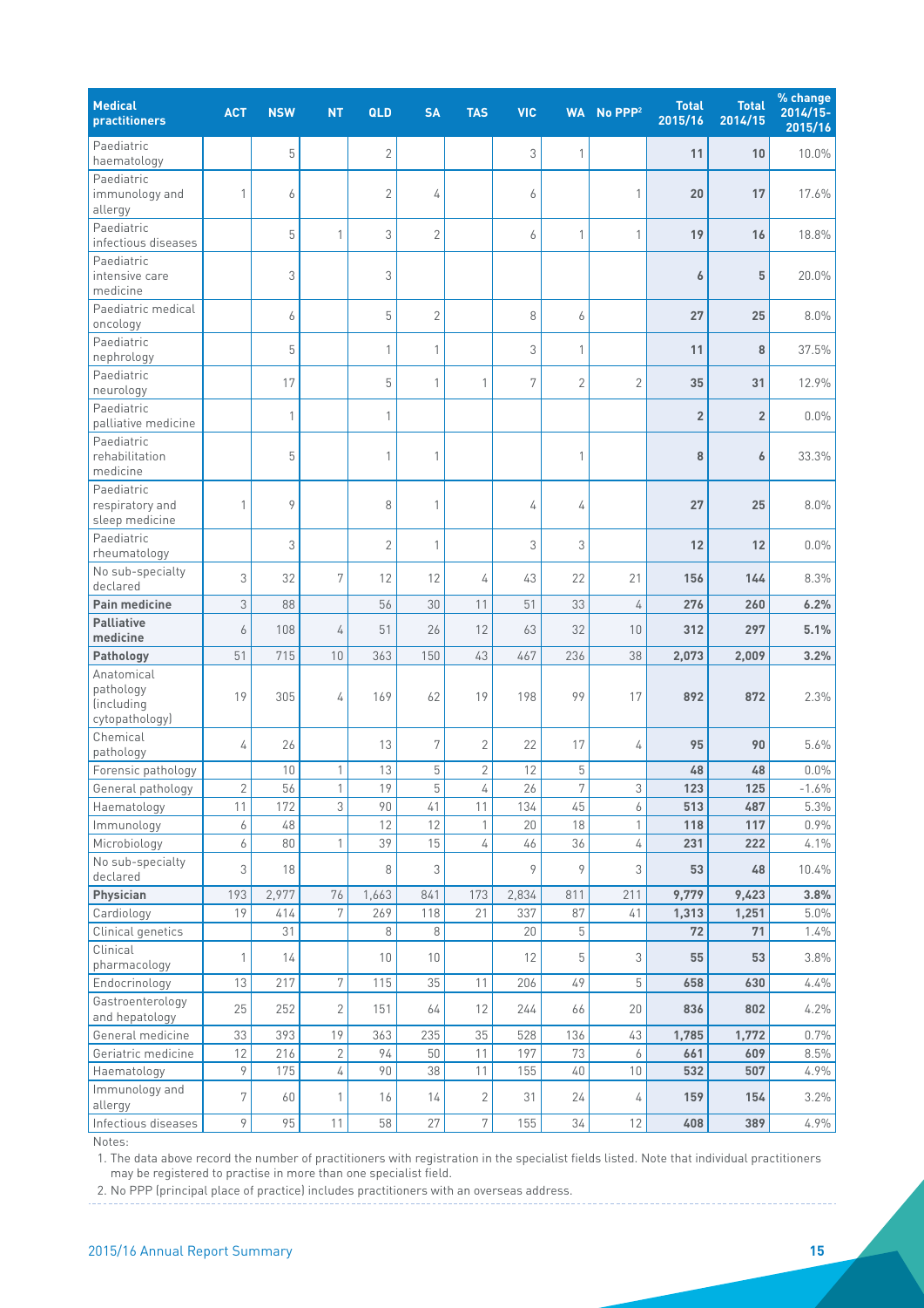| Medical practitioners | ACT | NSW | NT | QLD | SA | TAS | VIC | WA | No PPP[2] | Total 2015/16 | Total 2014/15 | % change 2014/15-2015/16 |
|---|---|---|---|---|---|---|---|---|---|---|---|---|
| Paediatric haematology | | 5 | | 2 | | | 3 | 1 | | **11** | **10** | 10.0% |
| Paediatric immunology and allergy | 1 | 6 | | 2 | 4 | | 6 | | 1 | **20** | **17** | 17.6% |
| Paediatric infectious diseases | | 5 | 1 | 3 | 2 | | 6 | 1 | 1 | **19** | **16** | 18.8% |
| Paediatric intensive care medicine | | 3 | | 3 | | | | | | **6** | **5** | 20.0% |
| Paediatric medical oncology | | 6 | | 5 | 2 | | 8 | 6 | | **27** | **25** | 8.0% |
| Paediatric nephrology | | 5 | | 1 | 1 | | 3 | 1 | | **11** | **8** | 37.5% |
| Paediatric neurology | | 17 | | 5 | 1 | 1 | 7 | 2 | 2 | **35** | **31** | 12.9% |
| Paediatric palliative medicine | | 1 | | 1 | | | | | | **2** | **2** | 0.0% |
| Paediatric rehabilitation medicine | | 5 | | 1 | 1 | | | 1 | | **8** | **6** | 33.3% |
| Paediatric respiratory and sleep medicine | 1 | 9 | | 8 | 1 | | 4 | 4 | | **27** | **25** | 8.0% |
| Paediatric rheumatology | | 3 | | 2 | 1 | | 3 | 3 | | **12** | **12** | 0.0% |
| No sub-specialty declared | 3 | 32 | 7 | 12 | 12 | 4 | 43 | 22 | 21 | **156** | **144** | 8.3% |
| **Pain medicine** | 3 | 88 | | 56 | 30 | 11 | 51 | 33 | 4 | **276** | **260** | **6.2%** |
| **Palliative medicine** | 6 | 108 | 4 | 51 | 26 | 12 | 63 | 32 | 10 | **312** | **297** | **5.1%** |
| **Pathology** | 51 | 715 | 10 | 363 | 150 | 43 | 467 | 236 | 38 | **2,073** | **2,009** | **3.2%** |
| Anatomical pathology (including cytopathology) | 19 | 305 | 4 | 169 | 62 | 19 | 198 | 99 | 17 | **892** | **872** | 2.3% |
| Chemical pathology | 4 | 26 | | 13 | 7 | 2 | 22 | 17 | 4 | **95** | **90** | 5.6% |
| Forensic pathology | | 10 | 1 | 13 | 5 | 2 | 12 | 5 | | **48** | **48** | 0.0% |
| General pathology | 2 | 56 | 1 | 19 | 5 | 4 | 26 | 7 | 3 | **123** | **125** | -1.6% |
| Haematology | 11 | 172 | 3 | 90 | 41 | 11 | 134 | 45 | 6 | **513** | **487** | 5.3% |
| Immunology | 6 | 48 | | 12 | 12 | 1 | 20 | 18 | 1 | **118** | **117** | 0.9% |
| Microbiology | 6 | 80 | 1 | 39 | 15 | 4 | 46 | 36 | 4 | **231** | **222** | 4.1% |
| No sub-specialty declared | 3 | 18 | | 8 | 3 | | 9 | 9 | 3 | **53** | **48** | 10.4% |
| **Physician** | 193 | 2,977 | 76 | 1,663 | 841 | 173 | 2,834 | 811 | 211 | **9,779** | **9,423** | **3.8%** |
| Cardiology | 19 | 414 | 7 | 269 | 118 | 21 | 337 | 87 | 41 | **1,313** | **1,251** | 5.0% |
| Clinical genetics | | 31 | | 8 | 8 | | 20 | 5 | | **72** | **71** | 1.4% |
| Clinical pharmacology | 1 | 14 | | 10 | 10 | | 12 | 5 | 3 | **55** | **53** | 3.8% |
| Endocrinology | 13 | 217 | 7 | 115 | 35 | 11 | 206 | 49 | 5 | **658** | **630** | 4.4% |
| Gastroenterology and hepatology | 25 | 252 | 2 | 151 | 64 | 12 | 244 | 66 | 20 | **836** | **802** | 4.2% |
| General medicine | 33 | 393 | 19 | 363 | 235 | 35 | 528 | 136 | 43 | **1,785** | **1,772** | 0.7% |
| Geriatric medicine | 12 | 216 | 2 | 94 | 50 | 11 | 197 | 73 | 6 | **661** | **609** | 8.5% |
| Haematology | 9 | 175 | 4 | 90 | 38 | 11 | 155 | 40 | 10 | **532** | **507** | 4.9% |
| Immunology and allergy | 7 | 60 | 1 | 16 | 14 | 2 | 31 | 24 | 4 | **159** | **154** | 3.2% |
| Infectious diseases | 9 | 95 | 11 | 58 | 27 | 7 | 155 | 34 | 12 | **408** | **389** | 4.9% |

Notes:

1. The data above record the number of practitioners with registration in the specialist fields listed. Note that individual practitioners may be registered to practise in more than one specialist field.
2. No PPP (principal place of practice) includes practitioners with an overseas address.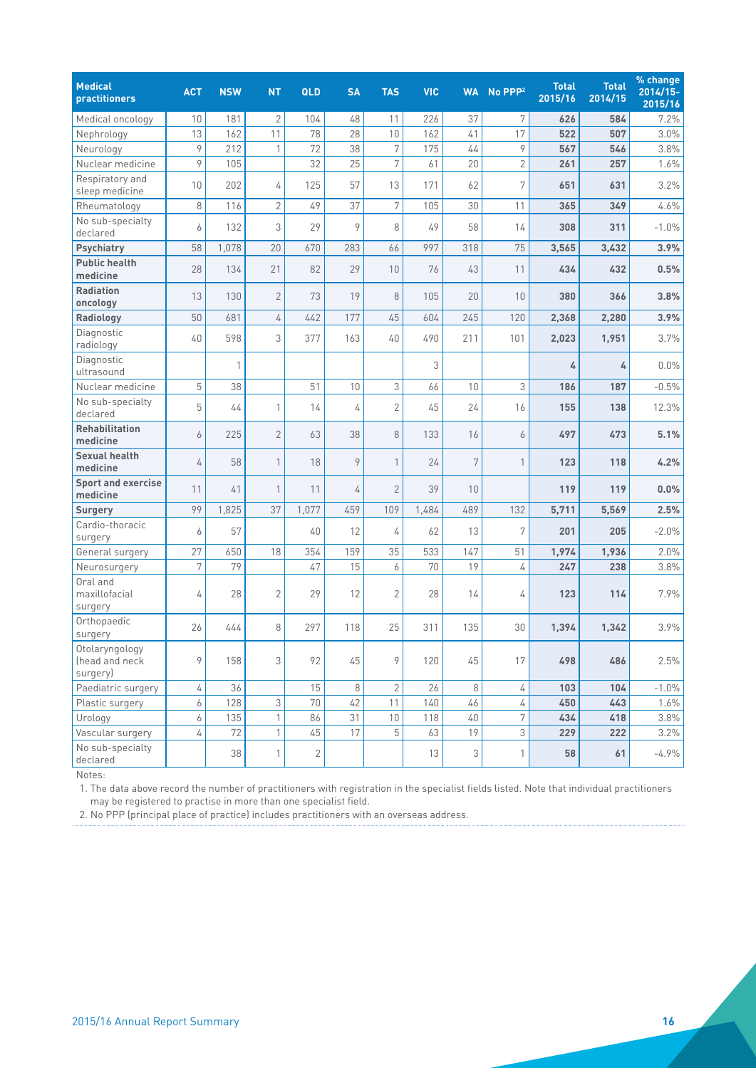| Medical practitioners | ACT | NSW | NT | QLD | SA | TAS | VIC | WA | No PPP[2] | Total 2015/16 | Total 2014/15 | % change 2014/15-2015/16 |
|---|---|---|---|---|---|---|---|---|---|---|---|---|
| Medical oncology | 10 | 181 | 2 | 104 | 48 | 11 | 226 | 37 | 7 | **626** | **584** | 7.2% |
| Nephrology | 13 | 162 | 11 | 78 | 28 | 10 | 162 | 41 | 17 | **522** | **507** | 3.0% |
| Neurology | 9 | 212 | 1 | 72 | 38 | 7 | 175 | 44 | 9 | **567** | **546** | 3.8% |
| Nuclear medicine | 9 | 105 | | 32 | 25 | 7 | 61 | 20 | 2 | **261** | **257** | 1.6% |
| Respiratory and sleep medicine | 10 | 202 | 4 | 125 | 57 | 13 | 171 | 62 | 7 | **651** | **631** | 3.2% |
| Rheumatology | 8 | 116 | 2 | 49 | 37 | 7 | 105 | 30 | 11 | **365** | **349** | 4.6% |
| No sub-specialty declared | 6 | 132 | 3 | 29 | 9 | 8 | 49 | 58 | 14 | **308** | **311** | -1.0% |
| **Psychiatry** | 58 | 1,078 | 20 | 670 | 283 | 66 | 997 | 318 | 75 | **3,565** | **3,432** | **3.9%** |
| **Public health medicine** | 28 | 134 | 21 | 82 | 29 | 10 | 76 | 43 | 11 | **434** | **432** | **0.5%** |
| **Radiation oncology** | 13 | 130 | 2 | 73 | 19 | 8 | 105 | 20 | 10 | **380** | **366** | **3.8%** |
| **Radiology** | 50 | 681 | 4 | 442 | 177 | 45 | 604 | 245 | 120 | **2,368** | **2,280** | **3.9%** |
| Diagnostic radiology | 40 | 598 | 3 | 377 | 163 | 40 | 490 | 211 | 101 | **2,023** | **1,951** | 3.7% |
| Diagnostic ultrasound | | 1 | | | | | 3 | | | **4** | **4** | 0.0% |
| Nuclear medicine | 5 | 38 | | 51 | 10 | 3 | 66 | 10 | 3 | **186** | **187** | -0.5% |
| No sub-specialty declared | 5 | 44 | 1 | 14 | 4 | 2 | 45 | 24 | 16 | **155** | **138** | 12.3% |
| **Rehabilitation medicine** | 6 | 225 | 2 | 63 | 38 | 8 | 133 | 16 | 6 | **497** | **473** | **5.1%** |
| **Sexual health medicine** | 4 | 58 | 1 | 18 | 9 | 1 | 24 | 7 | 1 | **123** | **118** | **4.2%** |
| **Sport and exercise medicine** | 11 | 41 | 1 | 11 | 4 | 2 | 39 | 10 | | **119** | **119** | **0.0%** |
| **Surgery** | 99 | 1,825 | 37 | 1,077 | 459 | 109 | 1,484 | 489 | 132 | **5,711** | **5,569** | **2.5%** |
| Cardio-thoracic surgery | 6 | 57 | | 40 | 12 | 4 | 62 | 13 | 7 | **201** | **205** | -2.0% |
| General surgery | 27 | 650 | 18 | 354 | 159 | 35 | 533 | 147 | 51 | **1,974** | **1,936** | 2.0% |
| Neurosurgery | 7 | 79 | | 47 | 15 | 6 | 70 | 19 | 4 | **247** | **238** | 3.8% |
| Oral and maxillofacial surgery | 4 | 28 | 2 | 29 | 12 | 2 | 28 | 14 | 4 | **123** | **114** | 7.9% |
| Orthopaedic surgery | 26 | 444 | 8 | 297 | 118 | 25 | 311 | 135 | 30 | **1,394** | **1,342** | 3.9% |
| Otolaryngology (head and neck surgery) | 9 | 158 | 3 | 92 | 45 | 9 | 120 | 45 | 17 | **498** | **486** | 2.5% |
| Paediatric surgery | 4 | 36 | | 15 | 8 | 2 | 26 | 8 | 4 | **103** | **104** | -1.0% |
| Plastic surgery | 6 | 128 | 3 | 70 | 42 | 11 | 140 | 46 | 4 | **450** | **443** | 1.6% |
| Urology | 6 | 135 | 1 | 86 | 31 | 10 | 118 | 40 | 7 | **434** | **418** | 3.8% |
| Vascular surgery | 4 | 72 | 1 | 45 | 17 | 5 | 63 | 19 | 3 | **229** | **222** | 3.2% |
| No sub-specialty declared | | 38 | 1 | 2 | | | 13 | 3 | 1 | **58** | **61** | -4.9% |

Notes:

1. The data above record the number of practitioners with registration in the specialist fields listed. Note that individual practitioners may be registered to practise in more than one specialist field.
2. No PPP (principal place of practice) includes practitioners with an overseas address.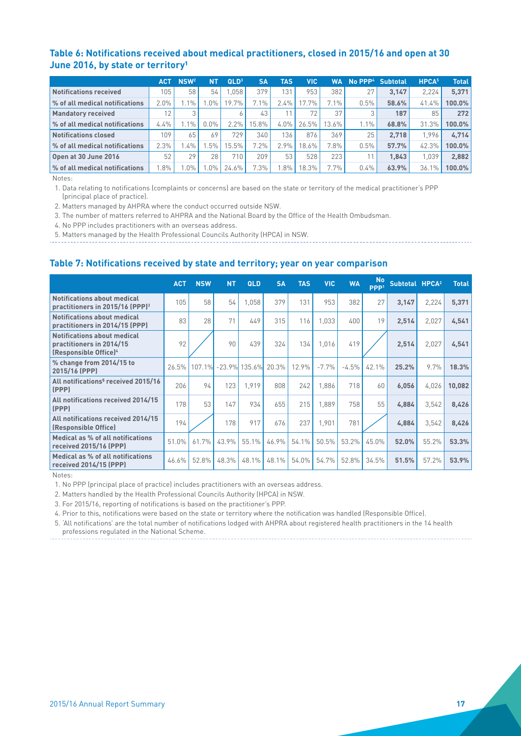### Table 6: Notifications received about medical practitioners, closed in 2015/16 and open at 30 June 2016, by state or territory[1]

| | ACT | NSW[2] | NT | QLD[3] | SA | TAS | VIC | WA | No PPP[4] | Subtotal | HPCA[5] | Total |
|---|---|---|---|---|---|---|---|---|---|---|---|---|
| **Notifications received** | 105 | 58 | 54 | 1,058 | 379 | 131 | 953 | 382 | 27 | **3,147** | 2,224 | **5,371** |
| **% of all medical notifications** | 2.0% | 1.1% | 1.0% | 19.7% | 7.1% | 2.4% | 17.7% | 7.1% | 0.5% | **58.6%** | 41.4% | **100.0%** |
| **Mandatory received** | 12 | 3 | | 6 | 43 | 11 | 72 | 37 | 3 | **187** | 85 | **272** |
| **% of all medical notifications** | 4.4% | 1.1% | 0.0% | 2.2% | 15.8% | 4.0% | 26.5% | 13.6% | 1.1% | **68.8%** | 31.3% | **100.0%** |
| **Notifications closed** | 109 | 65 | 69 | 729 | 340 | 136 | 876 | 369 | 25 | **2,718** | 1,996 | **4,714** |
| **% of all medical notifications** | 2.3% | 1.4% | 1.5% | 15.5% | 7.2% | 2.9% | 18.6% | 7.8% | 0.5% | **57.7%** | 42.3% | **100.0%** |
| **Open at 30 June 2016** | 52 | 29 | 28 | 710 | 209 | 53 | 528 | 223 | 11 | **1,843** | 1,039 | **2,882** |
| **% of all medical notifications** | 1.8% | 1.0% | 1.0% | 24.6% | 7.3% | 1.8% | 18.3% | 7.7% | 0.4% | **63.9%** | 36.1% | **100.0%** |

Notes:

1. Data relating to notifications (complaints or concerns) are based on the state or territory of the medical practitioner's PPP (principal place of practice).
2. Matters managed by AHPRA where the conduct occurred outside NSW.
3. The number of matters referred to AHPRA and the National Board by the Office of the Health Ombudsman.
4. No PPP includes practitioners with an overseas address.
5. Matters managed by the Health Professional Councils Authority (HPCA) in NSW.

### Table 7: Notifications received by state and territory; year on year comparison

| | ACT | NSW | NT | QLD | SA | TAS | VIC | WA | No PPP[1] | Subtotal | HPCA[2] | Total |
|---|---|---|---|---|---|---|---|---|---|---|---|---|
| **Notifications about medical practitioners in 2015/16 (PPP)[3]** | 105 | 58 | 54 | 1,058 | 379 | 131 | 953 | 382 | 27 | **3,147** | 2,224 | **5,371** |
| **Notifications about medical practitioners in 2014/15 (PPP)** | 83 | 28 | 71 | 449 | 315 | 116 | 1,033 | 400 | 19 | **2,514** | 2,027 | **4,541** |
| **Notifications about medical practitioners in 2014/15 (Responsible Office)[4]** | 92 | | 90 | 439 | 324 | 134 | 1,016 | 419 | | **2,514** | 2,027 | **4,541** |
| **% change from 2014/15 to 2015/16 (PPP)** | 26.5% | 107.1% | -23.9% | 135.6% | 20.3% | 12.9% | -7.7% | -4.5% | 42.1% | **25.2%** | 9.7% | **18.3%** |
| **All notifications[5] received 2015/16 (PPP)** | 206 | 94 | 123 | 1,919 | 808 | 242 | 1,886 | 718 | 60 | **6,056** | 4,026 | **10,082** |
| **All notifications received 2014/15 (PPP)** | 178 | 53 | 147 | 934 | 655 | 215 | 1,889 | 758 | 55 | **4,884** | 3,542 | **8,426** |
| **All notifications received 2014/15 (Responsible Office)** | 194 | | 178 | 917 | 676 | 237 | 1,901 | 781 | | **4,884** | 3,542 | **8,426** |
| **Medical as % of all notifications received 2015/16 (PPP)** | 51.0% | 61.7% | 43.9% | 55.1% | 46.9% | 54.1% | 50.5% | 53.2% | 45.0% | **52.0%** | 55.2% | **53.3%** |
| **Medical as % of all notifications received 2014/15 (PPP)** | 46.6% | 52.8% | 48.3% | 48.1% | 48.1% | 54.0% | 54.7% | 52.8% | 34.5% | **51.5%** | 57.2% | **53.9%** |

Notes:

1. No PPP (principal place of practice) includes practitioners with an overseas address.
2. Matters handled by the Health Professional Councils Authority (HPCA) in NSW.
3. For 2015/16, reporting of notifications is based on the practitioner's PPP.
4. Prior to this, notifications were based on the state or territory where the notification was handled (Responsible Office).
5. 'All notifications' are the total number of notifications lodged with AHPRA about registered health practitioners in the 14 health professions regulated in the National Scheme.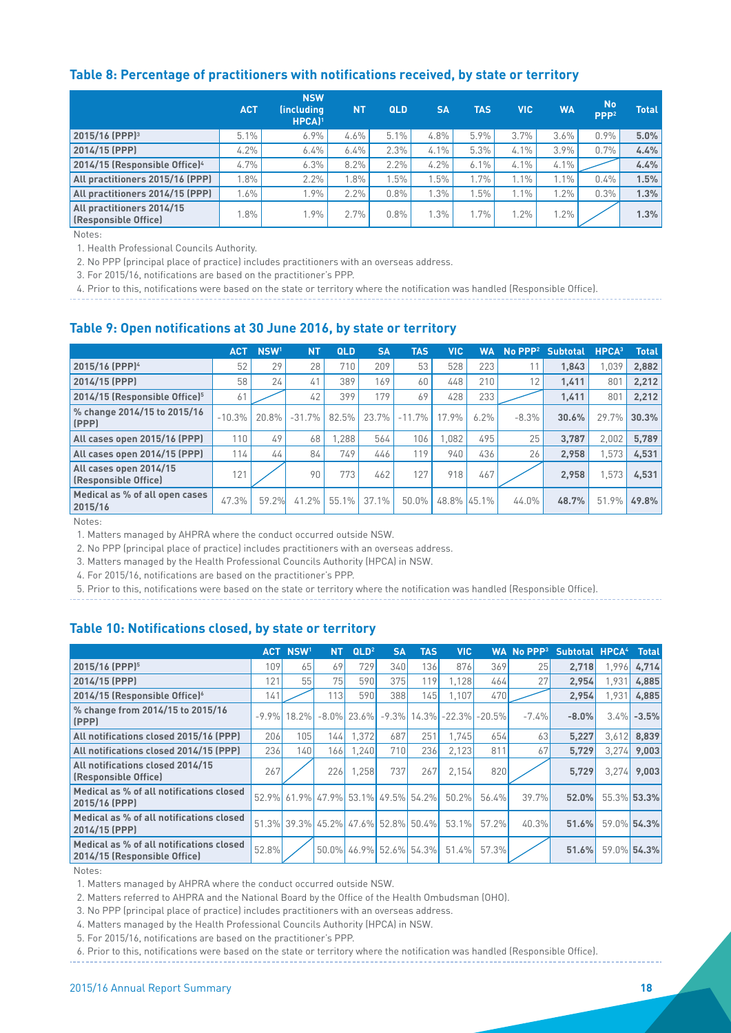### Table 8: Percentage of practitioners with notifications received, by state or territory

| | ACT | NSW (including HPCA)[1] | NT | QLD | SA | TAS | VIC | WA | No PPP[2] | Total |
|---|---|---|---|---|---|---|---|---|---|---|
| 2015/16 (PPP)[3] | 5.1% | 6.9% | 4.6% | 5.1% | 4.8% | 5.9% | 3.7% | 3.6% | 0.9% | **5.0%** |
| 2014/15 (PPP) | 4.2% | 6.4% | 6.4% | 2.3% | 4.1% | 5.3% | 4.1% | 3.9% | 0.7% | **4.4%** |
| 2014/15 (Responsible Office)[4] | 4.7% | 6.3% | 8.2% | 2.2% | 4.2% | 6.1% | 4.1% | 4.1% | | **4.4%** |
| All practitioners 2015/16 (PPP) | 1.8% | 2.2% | 1.8% | 1.5% | 1.5% | 1.7% | 1.1% | 1.1% | 0.4% | **1.5%** |
| All practitioners 2014/15 (PPP) | 1.6% | 1.9% | 2.2% | 0.8% | 1.3% | 1.5% | 1.1% | 1.2% | 0.3% | **1.3%** |
| All practitioners 2014/15 (Responsible Office) | 1.8% | 1.9% | 2.7% | 0.8% | 1.3% | 1.7% | 1.2% | 1.2% | | **1.3%** |

Notes:

1. Health Professional Councils Authority.
2. No PPP (principal place of practice) includes practitioners with an overseas address.
3. For 2015/16, notifications are based on the practitioner's PPP.
4. Prior to this, notifications were based on the state or territory where the notification was handled (Responsible Office).

### Table 9: Open notifications at 30 June 2016, by state or territory

| | ACT | NSW[1] | NT | QLD | SA | TAS | VIC | WA | No PPP[2] | Subtotal | HPCA[3] | Total |
|---|---|---|---|---|---|---|---|---|---|---|---|---|
| 2015/16 (PPP)[4] | 52 | 29 | 28 | 710 | 209 | 53 | 528 | 223 | 11 | **1,843** | 1,039 | **2,882** |
| 2014/15 (PPP) | 58 | 24 | 41 | 389 | 169 | 60 | 448 | 210 | 12 | **1,411** | 801 | **2,212** |
| 2014/15 (Responsible Office)[5] | 61 | | 42 | 399 | 179 | 69 | 428 | 233 | | **1,411** | 801 | **2,212** |
| % change 2014/15 to 2015/16 (PPP) | -10.3% | 20.8% | -31.7% | 82.5% | 23.7% | -11.7% | 17.9% | 6.2% | -8.3% | **30.6%** | 29.7% | **30.3%** |
| All cases open 2015/16 (PPP) | 110 | 49 | 68 | 1,288 | 564 | 106 | 1,082 | 495 | 25 | **3,787** | 2,002 | **5,789** |
| All cases open 2014/15 (PPP) | 114 | 44 | 84 | 749 | 446 | 119 | 940 | 436 | 26 | **2,958** | 1,573 | **4,531** |
| All cases open 2014/15 (Responsible Office) | 121 | | 90 | 773 | 462 | 127 | 918 | 467 | | **2,958** | 1,573 | **4,531** |
| Medical as % of all open cases 2015/16 | 47.3% | 59.2% | 41.2% | 55.1% | 37.1% | 50.0% | 48.8% | 45.1% | 44.0% | **48.7%** | 51.9% | **49.8%** |

Notes:

1. Matters managed by AHPRA where the conduct occurred outside NSW.
2. No PPP (principal place of practice) includes practitioners with an overseas address.
3. Matters managed by the Health Professional Councils Authority (HPCA) in NSW.
4. For 2015/16, notifications are based on the practitioner's PPP.
5. Prior to this, notifications were based on the state or territory where the notification was handled (Responsible Office).

### Table 10: Notifications closed, by state or territory

| | ACT | NSW[1] | NT | QLD[2] | SA | TAS | VIC | WA | No PPP[3] | Subtotal | HPCA[4] | Total |
|---|---|---|---|---|---|---|---|---|---|---|---|---|
| 2015/16 (PPP)[5] | 109 | 65 | 69 | 729 | 340 | 136 | 876 | 369 | 25 | **2,718** | 1,996 | **4,714** |
| 2014/15 (PPP) | 121 | 55 | 75 | 590 | 375 | 119 | 1,128 | 464 | 27 | **2,954** | 1,931 | **4,885** |
| 2014/15 (Responsible Office)[6] | 141 | | 113 | 590 | 388 | 145 | 1,107 | 470 | | **2,954** | 1,931 | **4,885** |
| % change from 2014/15 to 2015/16 (PPP) | -9.9% | 18.2% | -8.0% | 23.6% | -9.3% | 14.3% | -22.3% | -20.5% | -7.4% | **-8.0%** | 3.4% | **-3.5%** |
| All notifications closed 2015/16 (PPP) | 206 | 105 | 144 | 1,372 | 687 | 251 | 1,745 | 654 | 63 | **5,227** | 3,612 | **8,839** |
| All notifications closed 2014/15 (PPP) | 236 | 140 | 166 | 1,240 | 710 | 236 | 2,123 | 811 | 67 | **5,729** | 3,274 | **9,003** |
| All notifications closed 2014/15 (Responsible Office) | 267 | | 226 | 1,258 | 737 | 267 | 2,154 | 820 | | **5,729** | 3,274 | **9,003** |
| Medical as % of all notifications closed 2015/16 (PPP) | 52.9% | 61.9% | 47.9% | 53.1% | 49.5% | 54.2% | 50.2% | 56.4% | 39.7% | **52.0%** | 55.3% | **53.3%** |
| Medical as % of all notifications closed 2014/15 (PPP) | 51.3% | 39.3% | 45.2% | 47.6% | 52.8% | 50.4% | 53.1% | 57.2% | 40.3% | **51.6%** | 59.0% | **54.3%** |
| Medical as % of all notifications closed 2014/15 (Responsible Office) | 52.8% | | 50.0% | 46.9% | 52.6% | 54.3% | 51.4% | 57.3% | | **51.6%** | 59.0% | **54.3%** |

Notes:

1. Matters managed by AHPRA where the conduct occurred outside NSW.
2. Matters referred to AHPRA and the National Board by the Office of the Health Ombudsman (OHO).
3. No PPP (principal place of practice) includes practitioners with an overseas address.
4. Matters managed by the Health Professional Councils Authority (HPCA) in NSW.
5. For 2015/16, notifications are based on the practitioner's PPP.
6. Prior to this, notifications were based on the state or territory where the notification was handled (Responsible Office).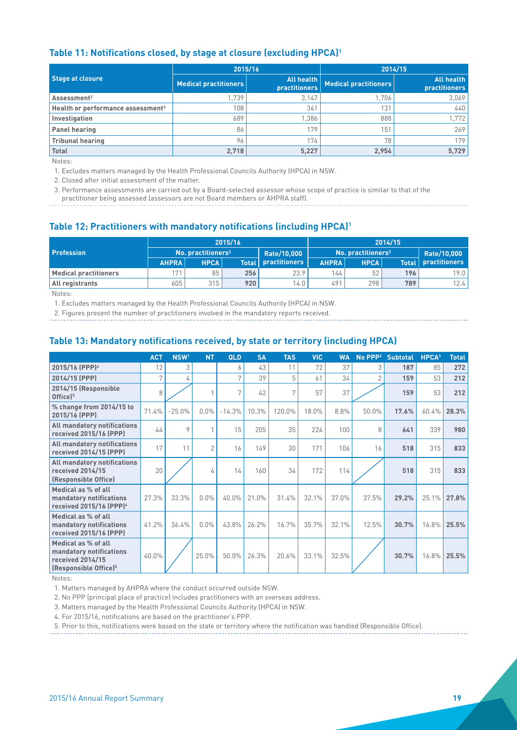### Table 11: Notifications closed, by stage at closure (excluding HPCA)[1]

| Stage at closure | 2015/16 | | 2014/15 | |
|---|---|---|---|---|
| | Medical practitioners | All health practitioners | Medical practitioners | All health practitioners |
| **Assessment**[2] | 1,739 | 3,147 | 1,706 | 3,069 |
| **Health or performance assessment**[3] | 108 | 341 | 131 | 440 |
| **Investigation** | 689 | 1,386 | 888 | 1,772 |
| **Panel hearing** | 86 | 179 | 151 | 269 |
| **Tribunal hearing** | 96 | 174 | 78 | 179 |
| **Total** | **2,718** | **5,227** | **2,954** | **5,729** |

Notes:

1. Excludes matters managed by the Health Professional Councils Authority (HPCA) in NSW.
2. Closed after initial assessment of the matter.
3. Performance assessments are carried out by a Board-selected assessor whose scope of practice is similar to that of the practitioner being assessed (assessors are not Board members or AHPRA staff).

### Table 12: Practitioners with mandatory notifications (including HPCA)[1]

| Profession | 2015/16 | | | | 2014/15 | | | |
|---|---|---|---|---|---|---|---|---|
| | No. practitioners[2] | | | Rate/10,000 practitioners | No. practitioners[2] | | | Rate/10,000 practitioners |
| | AHPRA | HPCA | Total | | AHPRA | HPCA | Total | |
| **Medical practitioners** | 171 | 85 | **256** | 23.9 | 144 | 52 | **196** | 19.0 |
| **All registrants** | 605 | 315 | **920** | 14.0 | 491 | 298 | **789** | 12.4 |

Notes:

1. Excludes matters managed by the Health Professional Councils Authority (HPCA) in NSW.
2. Figures present the number of practitioners involved in the mandatory reports received.

### Table 13: Mandatory notifications received, by state or territory (including HPCA)

| | ACT | NSW[1] | NT | QLD | SA | TAS | VIC | WA | No PPP[2] | Subtotal | HPCA[3] | Total |
|---|---|---|---|---|---|---|---|---|---|---|---|---|
| **2015/16 (PPP)**[4] | 12 | 3 | | 6 | 43 | 11 | 72 | 37 | 3 | **187** | 85 | **272** |
| **2014/15 (PPP)** | 7 | 4 | | 7 | 39 | 5 | 61 | 34 | 2 | **159** | 53 | **212** |
| **2014/15 (Responsible Office)**[5] | 8 | | 1 | 7 | 42 | 7 | 57 | 37 | | **159** | 53 | **212** |
| **% change from 2014/15 to 2015/16 (PPP)** | 71.4% | -25.0% | 0.0% | -14.3% | 10.3% | 120.0% | 18.0% | 8.8% | 50.0% | **17.6%** | 60.4% | **28.3%** |
| **All mandatory notifications received 2015/16 (PPP)** | 44 | 9 | 1 | 15 | 205 | 35 | 224 | 100 | 8 | **641** | 339 | **980** |
| **All mandatory notifications received 2014/15 (PPP)** | 17 | 11 | 2 | 16 | 149 | 30 | 171 | 106 | 16 | **518** | 315 | **833** |
| **All mandatory notifications received 2014/15 (Responsible Office)** | 20 | | 4 | 14 | 160 | 34 | 172 | 114 | | **518** | 315 | **833** |
| **Medical as % of all mandatory notifications received 2015/16 (PPP)**[4] | 27.3% | 33.3% | 0.0% | 40.0% | 21.0% | 31.4% | 32.1% | 37.0% | 37.5% | **29.2%** | 25.1% | **27.8%** |
| **Medical as % of all mandatory notifications received 2015/16 (PPP)** | 41.2% | 36.4% | 0.0% | 43.8% | 26.2% | 16.7% | 35.7% | 32.1% | 12.5% | **30.7%** | 16.8% | **25.5%** |
| **Medical as % of all mandatory notifications received 2014/15 (Responsible Office)**[5] | 40.0% | | 25.0% | 50.0% | 26.3% | 20.6% | 33.1% | 32.5% | | **30.7%** | 16.8% | **25.5%** |

Notes:

1. Matters managed by AHPRA where the conduct occurred outside NSW.
2. No PPP (principal place of practice) includes practitioners with an overseas address.
3. Matters managed by the Health Professional Councils Authority (HPCA) in NSW.
4. For 2015/16, notifications are based on the practitioner's PPP.
5. Prior to this, notifications were based on the state or territory where the notification was handled (Responsible Office).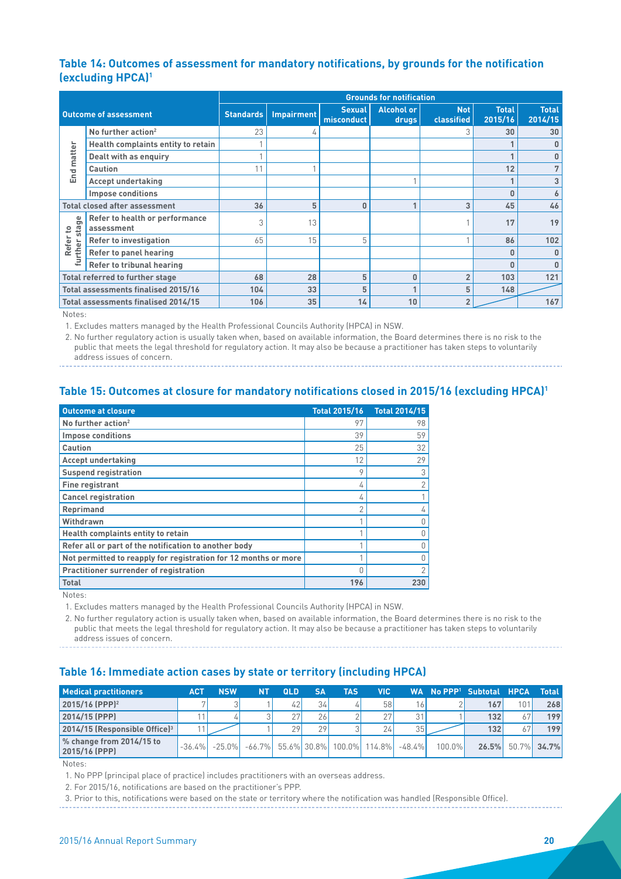### Table 14: Outcomes of assessment for mandatory notifications, by grounds for the notification (excluding HPCA)[1]

| Outcome of assessment | | Grounds for notification | | | | | | |
|---|---|---|---|---|---|---|---|---|
| | | Standards | Impairment | Sexual misconduct | Alcohol or drugs | Not classified | Total 2015/16 | Total 2014/15 |
| End matter | No further action[2] | 23 | 4 | | | 3 | 30 | 30 |
| | Health complaints entity to retain | 1 | | | | | 1 | 0 |
| | Dealt with as enquiry | 1 | | | | | 1 | 0 |
| | Caution | 11 | 1 | | | | 12 | 7 |
| | Accept undertaking | | | | 1 | | 1 | 3 |
| | Impose conditions | | | | | | 0 | 6 |
| Total closed after assessment | | 36 | 5 | 0 | 1 | 3 | 45 | 46 |
| Refer to further stage | Refer to health or performance assessment | 3 | 13 | | | 1 | 17 | 19 |
| | Refer to investigation | 65 | 15 | 5 | | 1 | 86 | 102 |
| | Refer to panel hearing | | | | | | 0 | 0 |
| | Refer to tribunal hearing | | | | | | 0 | 0 |
| Total referred to further stage | | 68 | 28 | 5 | 0 | 2 | 103 | 121 |
| Total assessments finalised 2015/16 | | 104 | 33 | 5 | 1 | 5 | 148 | |
| Total assessments finalised 2014/15 | | 106 | 35 | 14 | 10 | 2 | | 167 |

Notes:

1. Excludes matters managed by the Health Professional Councils Authority (HPCA) in NSW.
2. No further regulatory action is usually taken when, based on available information, the Board determines there is no risk to the public that meets the legal threshold for regulatory action. It may also be because a practitioner has taken steps to voluntarily address issues of concern.

### Table 15: Outcomes at closure for mandatory notifications closed in 2015/16 (excluding HPCA)[1]

| Outcome at closure | Total 2015/16 | Total 2014/15 |
|---|---|---|
| No further action[2] | 97 | 98 |
| Impose conditions | 39 | 59 |
| Caution | 25 | 32 |
| Accept undertaking | 12 | 29 |
| Suspend registration | 9 | 3 |
| Fine registrant | 4 | 2 |
| Cancel registration | 4 | 1 |
| Reprimand | 2 | 4 |
| Withdrawn | 1 | 0 |
| Health complaints entity to retain | 1 | 0 |
| Refer all or part of the notification to another body | 1 | 0 |
| Not permitted to reapply for registration for 12 months or more | 1 | 0 |
| Practitioner surrender of registration | 0 | 2 |
| **Total** | **196** | **230** |

Notes:

1. Excludes matters managed by the Health Professional Councils Authority (HPCA) in NSW.
2. No further regulatory action is usually taken when, based on available information, the Board determines there is no risk to the public that meets the legal threshold for regulatory action. It may also be because a practitioner has taken steps to voluntarily address issues of concern.

### Table 16: Immediate action cases by state or territory (including HPCA)

| Medical practitioners | ACT | NSW | NT | QLD | SA | TAS | VIC | WA | No PPP[1] | Subtotal | HPCA | Total |
|---|---|---|---|---|---|---|---|---|---|---|---|---|
| 2015/16 (PPP)[2] | 7 | 3 | 1 | 42 | 34 | 4 | 58 | 16 | 2 | 167 | 101 | 268 |
| 2014/15 (PPP) | 11 | 4 | 3 | 27 | 26 | 2 | 27 | 31 | 1 | 132 | 67 | 199 |
| 2014/15 (Responsible Office)[3] | 11 | | 1 | 29 | 29 | 3 | 24 | 35 | | 132 | 67 | 199 |
| % change from 2014/15 to 2015/16 (PPP) | -36.4% | -25.0% | -66.7% | 55.6% | 30.8% | 100.0% | 114.8% | -48.4% | 100.0% | 26.5% | 50.7% | 34.7% |

Notes:

1. No PPP (principal place of practice) includes practitioners with an overseas address.
2. For 2015/16, notifications are based on the practitioner's PPP.
3. Prior to this, notifications were based on the state or territory where the notification was handled (Responsible Office).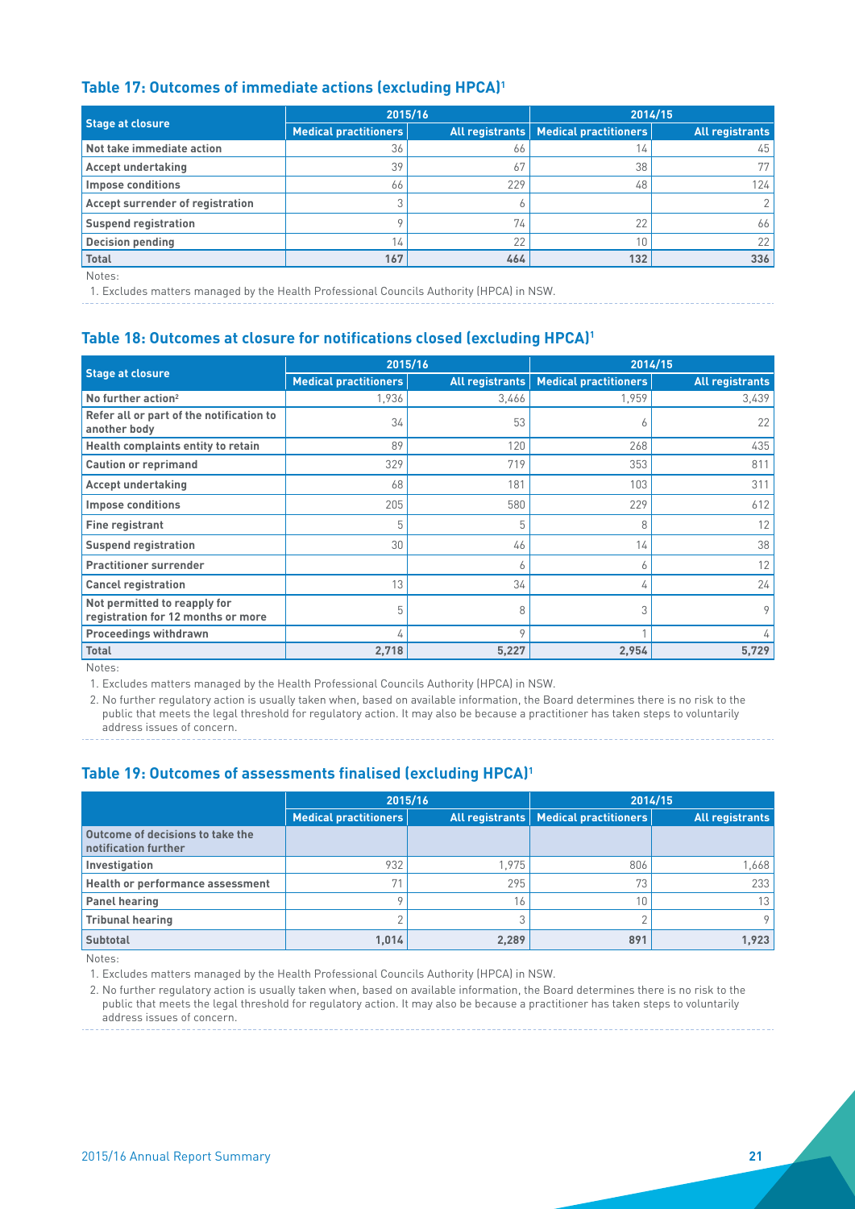### Table 17: Outcomes of immediate actions (excluding HPCA)[1]

| Stage at closure | 2015/16 | | 2014/15 | |
|---|---|---|---|---|
| | Medical practitioners | All registrants | Medical practitioners | All registrants |
| Not take immediate action | 36 | 66 | 14 | 45 |
| Accept undertaking | 39 | 67 | 38 | 77 |
| Impose conditions | 66 | 229 | 48 | 124 |
| Accept surrender of registration | 3 | 6 | | 2 |
| Suspend registration | 9 | 74 | 22 | 66 |
| Decision pending | 14 | 22 | 10 | 22 |
| **Total** | **167** | **464** | **132** | **336** |

Notes:

1. Excludes matters managed by the Health Professional Councils Authority (HPCA) in NSW.

### Table 18: Outcomes at closure for notifications closed (excluding HPCA)[1]

| Stage at closure | 2015/16 | | 2014/15 | |
|---|---|---|---|---|
| | Medical practitioners | All registrants | Medical practitioners | All registrants |
| No further action[2] | 1,936 | 3,466 | 1,959 | 3,439 |
| Refer all or part of the notification to another body | 34 | 53 | 6 | 22 |
| Health complaints entity to retain | 89 | 120 | 268 | 435 |
| Caution or reprimand | 329 | 719 | 353 | 811 |
| Accept undertaking | 68 | 181 | 103 | 311 |
| Impose conditions | 205 | 580 | 229 | 612 |
| Fine registrant | 5 | 5 | 8 | 12 |
| Suspend registration | 30 | 46 | 14 | 38 |
| Practitioner surrender | | 6 | 6 | 12 |
| Cancel registration | 13 | 34 | 4 | 24 |
| Not permitted to reapply for registration for 12 months or more | 5 | 8 | 3 | 9 |
| Proceedings withdrawn | 4 | 9 | 1 | 4 |
| **Total** | **2,718** | **5,227** | **2,954** | **5,729** |

Notes:

1. Excludes matters managed by the Health Professional Councils Authority (HPCA) in NSW.
2. No further regulatory action is usually taken when, based on available information, the Board determines there is no risk to the public that meets the legal threshold for regulatory action. It may also be because a practitioner has taken steps to voluntarily address issues of concern.

### Table 19: Outcomes of assessments finalised (excluding HPCA)[1]

| | 2015/16 | | 2014/15 | |
|---|---|---|---|---|
| | Medical practitioners | All registrants | Medical practitioners | All registrants |
| Outcome of decisions to take the notification further | | | | |
| Investigation | 932 | 1,975 | 806 | 1,668 |
| Health or performance assessment | 71 | 295 | 73 | 233 |
| Panel hearing | 9 | 16 | 10 | 13 |
| Tribunal hearing | 2 | 3 | 2 | 9 |
| **Subtotal** | **1,014** | **2,289** | **891** | **1,923** |

Notes:

1. Excludes matters managed by the Health Professional Councils Authority (HPCA) in NSW.
2. No further regulatory action is usually taken when, based on available information, the Board determines there is no risk to the public that meets the legal threshold for regulatory action. It may also be because a practitioner has taken steps to voluntarily address issues of concern.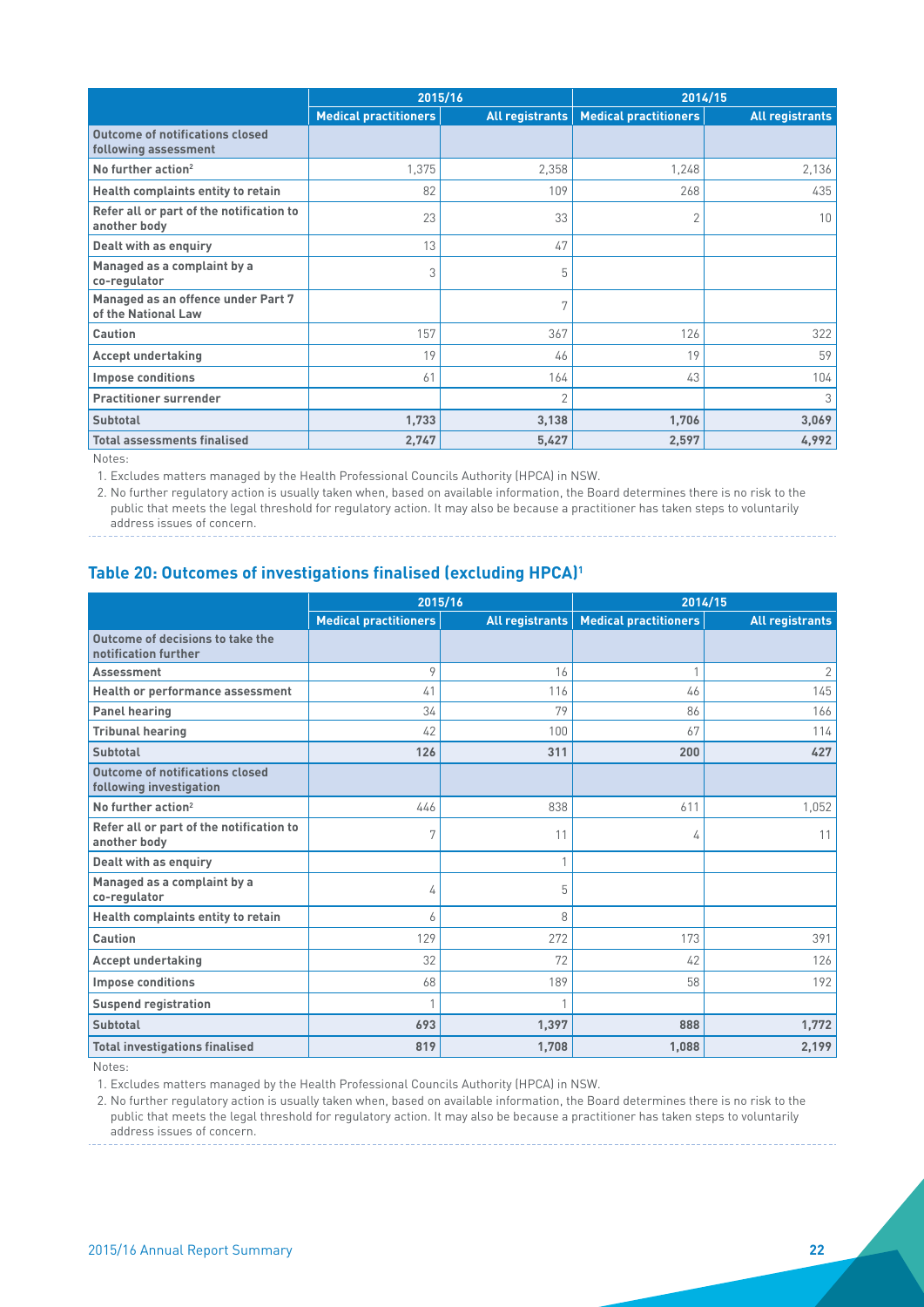| | 2015/16 | | 2014/15 | |
|---|---|---|---|---|
| | Medical practitioners | All registrants | Medical practitioners | All registrants |
| **Outcome of notifications closed following assessment** | | | | |
| **No further action**[2] | 1,375 | 2,358 | 1,248 | 2,136 |
| **Health complaints entity to retain** | 82 | 109 | 268 | 435 |
| **Refer all or part of the notification to another body** | 23 | 33 | 2 | 10 |
| **Dealt with as enquiry** | 13 | 47 | | |
| **Managed as a complaint by a co-regulator** | 3 | 5 | | |
| **Managed as an offence under Part 7 of the National Law** | | 7 | | |
| **Caution** | 157 | 367 | 126 | 322 |
| **Accept undertaking** | 19 | 46 | 19 | 59 |
| **Impose conditions** | 61 | 164 | 43 | 104 |
| **Practitioner surrender** | | 2 | | 3 |
| **Subtotal** | **1,733** | **3,138** | **1,706** | **3,069** |
| **Total assessments finalised** | **2,747** | **5,427** | **2,597** | **4,992** |

Notes:

1. Excludes matters managed by the Health Professional Councils Authority (HPCA) in NSW.
2. No further regulatory action is usually taken when, based on available information, the Board determines there is no risk to the public that meets the legal threshold for regulatory action. It may also be because a practitioner has taken steps to voluntarily address issues of concern.

## Table 20: Outcomes of investigations finalised (excluding HPCA)[1]

| | 2015/16 | | 2014/15 | |
|---|---|---|---|---|
| | Medical practitioners | All registrants | Medical practitioners | All registrants |
| **Outcome of decisions to take the notification further** | | | | |
| **Assessment** | 9 | 16 | 1 | 2 |
| **Health or performance assessment** | 41 | 116 | 46 | 145 |
| **Panel hearing** | 34 | 79 | 86 | 166 |
| **Tribunal hearing** | 42 | 100 | 67 | 114 |
| **Subtotal** | **126** | **311** | **200** | **427** |
| **Outcome of notifications closed following investigation** | | | | |
| **No further action**[2] | 446 | 838 | 611 | 1,052 |
| **Refer all or part of the notification to another body** | 7 | 11 | 4 | 11 |
| **Dealt with as enquiry** | | 1 | | |
| **Managed as a complaint by a co-regulator** | 4 | 5 | | |
| **Health complaints entity to retain** | 6 | 8 | | |
| **Caution** | 129 | 272 | 173 | 391 |
| **Accept undertaking** | 32 | 72 | 42 | 126 |
| **Impose conditions** | 68 | 189 | 58 | 192 |
| **Suspend registration** | 1 | 1 | | |
| **Subtotal** | **693** | **1,397** | **888** | **1,772** |
| **Total investigations finalised** | **819** | **1,708** | **1,088** | **2,199** |

Notes:

1. Excludes matters managed by the Health Professional Councils Authority (HPCA) in NSW.
2. No further regulatory action is usually taken when, based on available information, the Board determines there is no risk to the public that meets the legal threshold for regulatory action. It may also be because a practitioner has taken steps to voluntarily address issues of concern.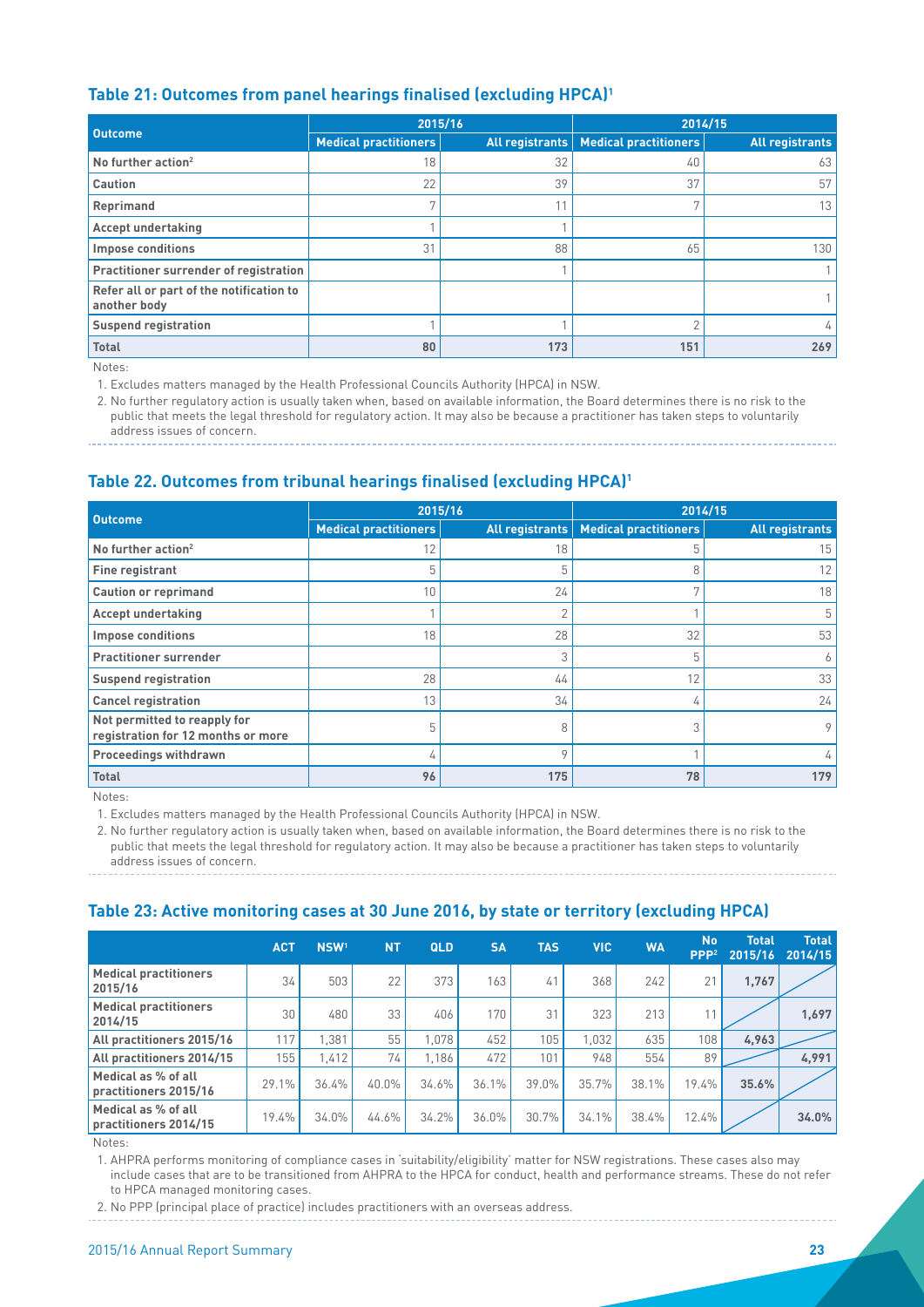### Table 21: Outcomes from panel hearings finalised (excluding HPCA)[1]

| Outcome | 2015/16 | | 2014/15 | |
|---|---|---|---|---|
| | Medical practitioners | All registrants | Medical practitioners | All registrants |
| No further action[2] | 18 | 32 | 40 | 63 |
| Caution | 22 | 39 | 37 | 57 |
| Reprimand | 7 | 11 | 7 | 13 |
| Accept undertaking | 1 | 1 | | |
| Impose conditions | 31 | 88 | 65 | 130 |
| Practitioner surrender of registration | | 1 | | 1 |
| Refer all or part of the notification to another body | | | | 1 |
| Suspend registration | 1 | 1 | 2 | 4 |
| **Total** | **80** | **173** | **151** | **269** |

Notes:

1. Excludes matters managed by the Health Professional Councils Authority (HPCA) in NSW.
2. No further regulatory action is usually taken when, based on available information, the Board determines there is no risk to the public that meets the legal threshold for regulatory action. It may also be because a practitioner has taken steps to voluntarily address issues of concern.

### Table 22. Outcomes from tribunal hearings finalised (excluding HPCA)[1]

| Outcome | 2015/16 | | 2014/15 | |
|---|---|---|---|---|
| | Medical practitioners | All registrants | Medical practitioners | All registrants |
| No further action[2] | 12 | 18 | 5 | 15 |
| Fine registrant | 5 | 5 | 8 | 12 |
| Caution or reprimand | 10 | 24 | 7 | 18 |
| Accept undertaking | 1 | 2 | 1 | 5 |
| Impose conditions | 18 | 28 | 32 | 53 |
| Practitioner surrender | | 3 | 5 | 6 |
| Suspend registration | 28 | 44 | 12 | 33 |
| Cancel registration | 13 | 34 | 4 | 24 |
| Not permitted to reapply for registration for 12 months or more | 5 | 8 | 3 | 9 |
| Proceedings withdrawn | 4 | 9 | 1 | 4 |
| **Total** | **96** | **175** | **78** | **179** |

Notes:

1. Excludes matters managed by the Health Professional Councils Authority (HPCA) in NSW.
2. No further regulatory action is usually taken when, based on available information, the Board determines there is no risk to the public that meets the legal threshold for regulatory action. It may also be because a practitioner has taken steps to voluntarily address issues of concern.

### Table 23: Active monitoring cases at 30 June 2016, by state or territory (excluding HPCA)

| | ACT | NSW[1] | NT | QLD | SA | TAS | VIC | WA | No PPP[2] | Total 2015/16 | Total 2014/15 |
|---|---|---|---|---|---|---|---|---|---|---|---|
| Medical practitioners 2015/16 | 34 | 503 | 22 | 373 | 163 | 41 | 368 | 242 | 21 | **1,767** | |
| Medical practitioners 2014/15 | 30 | 480 | 33 | 406 | 170 | 31 | 323 | 213 | 11 | | **1,697** |
| All practitioners 2015/16 | 117 | 1,381 | 55 | 1,078 | 452 | 105 | 1,032 | 635 | 108 | **4,963** | |
| All practitioners 2014/15 | 155 | 1,412 | 74 | 1,186 | 472 | 101 | 948 | 554 | 89 | | **4,991** |
| Medical as % of all practitioners 2015/16 | 29.1% | 36.4% | 40.0% | 34.6% | 36.1% | 39.0% | 35.7% | 38.1% | 19.4% | **35.6%** | |
| Medical as % of all practitioners 2014/15 | 19.4% | 34.0% | 44.6% | 34.2% | 36.0% | 30.7% | 34.1% | 38.4% | 12.4% | | **34.0%** |

Notes:

1. AHPRA performs monitoring of compliance cases in 'suitability/eligibility' matter for NSW registrations. These cases also may include cases that are to be transitioned from AHPRA to the HPCA for conduct, health and performance streams. These do not refer to HPCA managed monitoring cases.
2. No PPP (principal place of practice) includes practitioners with an overseas address.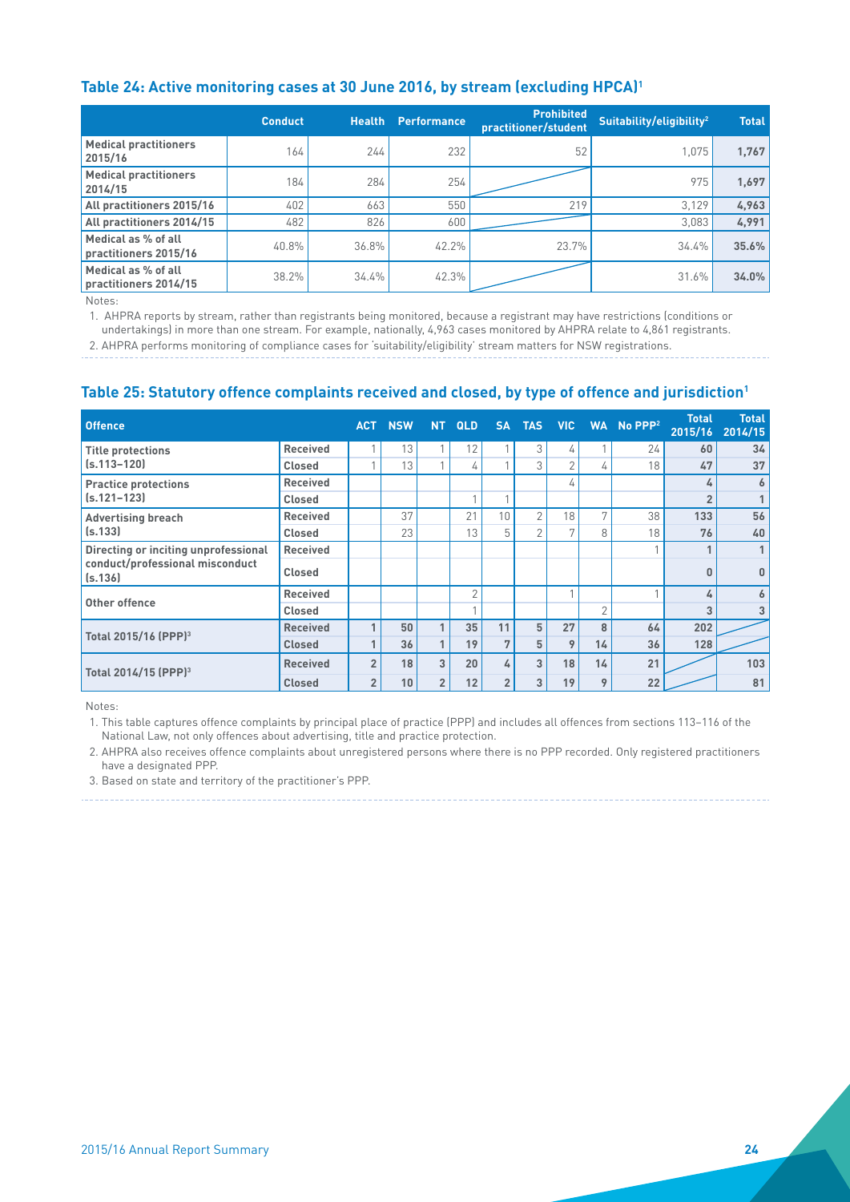## Table 24: Active monitoring cases at 30 June 2016, by stream (excluding HPCA)[1]

| | Conduct | Health | Performance | Prohibited practitioner/student | Suitability/eligibility[2] | Total |
|---|---|---|---|---|---|---|
| Medical practitioners 2015/16 | 164 | 244 | 232 | 52 | 1,075 | **1,767** |
| Medical practitioners 2014/15 | 184 | 284 | 254 | | 975 | **1,697** |
| All practitioners 2015/16 | 402 | 663 | 550 | 219 | 3,129 | **4,963** |
| All practitioners 2014/15 | 482 | 826 | 600 | | 3,083 | **4,991** |
| Medical as % of all practitioners 2015/16 | 40.8% | 36.8% | 42.2% | 23.7% | 34.4% | **35.6%** |
| Medical as % of all practitioners 2014/15 | 38.2% | 34.4% | 42.3% | | 31.6% | **34.0%** |

Notes:

1. AHPRA reports by stream, rather than registrants being monitored, because a registrant may have restrictions (conditions or undertakings) in more than one stream. For example, nationally, 4,963 cases monitored by AHPRA relate to 4,861 registrants.
2. AHPRA performs monitoring of compliance cases for 'suitability/eligibility' stream matters for NSW registrations.

## Table 25: Statutory offence complaints received and closed, by type of offence and jurisdiction[1]

| Offence | | ACT | NSW | NT | QLD | SA | TAS | VIC | WA | No PPP[2] | Total 2015/16 | Total 2014/15 |
|---|---|---|---|---|---|---|---|---|---|---|---|---|
| Title protections (s.113–120) | Received | 1 | 13 | 1 | 12 | 1 | 3 | 4 | 1 | 24 | **60** | **34** |
| | Closed | 1 | 13 | 1 | 4 | 1 | 3 | 2 | 4 | 18 | **47** | **37** |
| Practice protections (s.121–123) | Received | | | | | | | 4 | | | **4** | **6** |
| | Closed | | | | 1 | 1 | | | | | **2** | **1** |
| Advertising breach (s.133) | Received | | 37 | | 21 | 10 | 2 | 18 | 7 | 38 | **133** | **56** |
| | Closed | | 23 | | 13 | 5 | 2 | 7 | 8 | 18 | **76** | **40** |
| Directing or inciting unprofessional conduct/professional misconduct (s.136) | Received | | | | | | | | | 1 | **1** | **1** |
| | Closed | | | | | | | | | | **0** | **0** |
| Other offence | Received | | | | 2 | | | 1 | | 1 | **4** | **6** |
| | Closed | | | | 1 | | | | 2 | | **3** | **3** |
| **Total 2015/16 (PPP)[3]** | Received | **1** | **50** | **1** | **35** | **11** | **5** | **27** | **8** | **64** | **202** | |
| | Closed | **1** | **36** | **1** | **19** | **7** | **5** | **9** | **14** | **36** | **128** | |
| **Total 2014/15 (PPP)[3]** | Received | **2** | **18** | **3** | **20** | **4** | **3** | **18** | **14** | **21** | | **103** |
| | Closed | **2** | **10** | **2** | **12** | **2** | **3** | **19** | **9** | **22** | | **81** |

Notes:

1. This table captures offence complaints by principal place of practice (PPP) and includes all offences from sections 113–116 of the National Law, not only offences about advertising, title and practice protection.
2. AHPRA also receives offence complaints about unregistered persons where there is no PPP recorded. Only registered practitioners have a designated PPP.
3. Based on state and territory of the practitioner's PPP.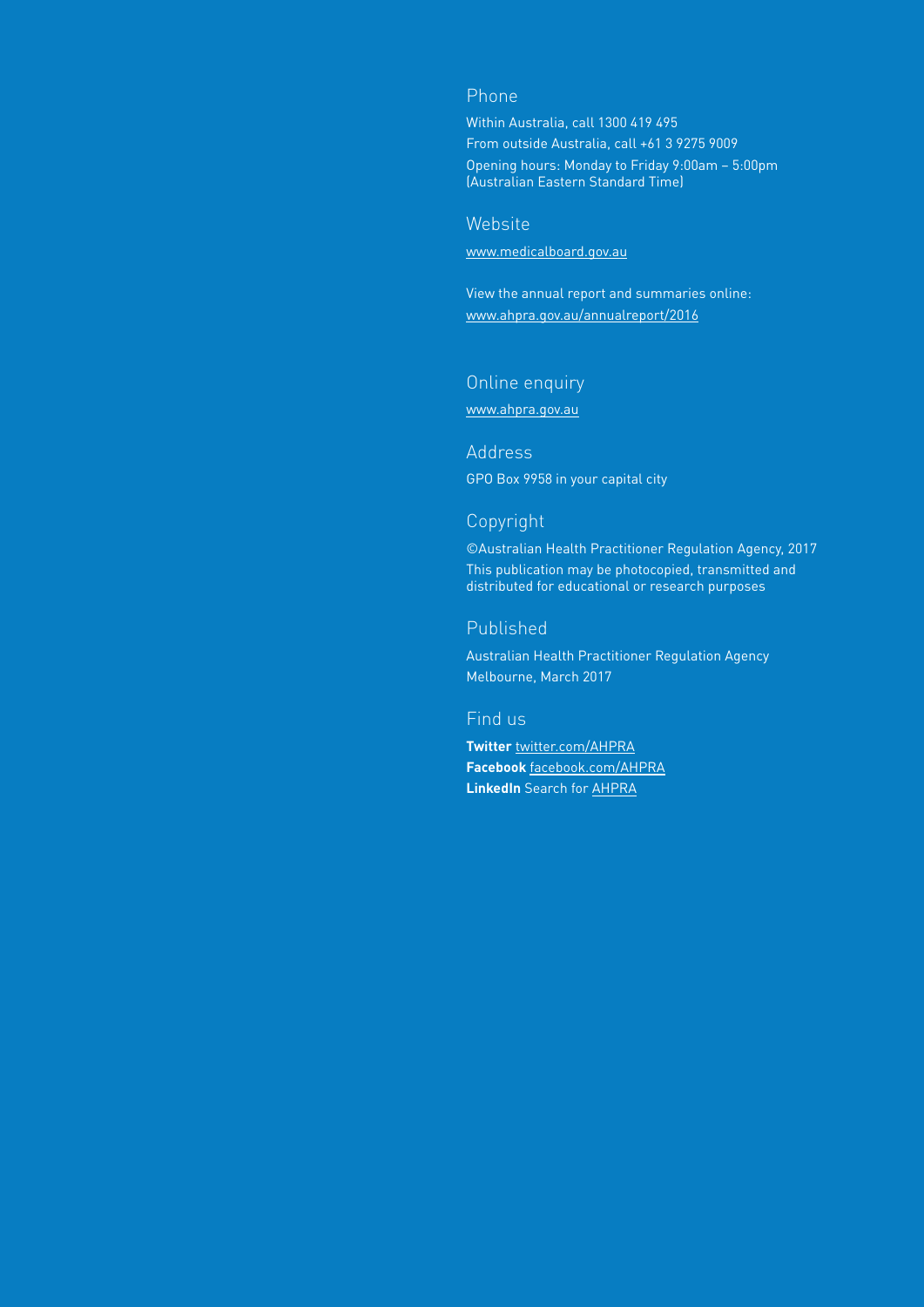## Phone

Within Australia, call 1300 419 495

From outside Australia, call +61 3 9275 9009

Opening hours: Monday to Friday 9:00am – 5:00pm (Australian Eastern Standard Time)

## Website

www.medicalboard.gov.au

View the annual report and summaries online: www.ahpra.gov.au/annualreport/2016

## Online enquiry

www.ahpra.gov.au

## Address

GPO Box 9958 in your capital city

## Copyright

©Australian Health Practitioner Regulation Agency, 2017

This publication may be photocopied, transmitted and distributed for educational or research purposes

## Published

Australian Health Practitioner Regulation Agency

Melbourne, March 2017

## Find us

**Twitter** twitter.com/AHPRA

**Facebook** facebook.com/AHPRA

**LinkedIn** Search for AHPRA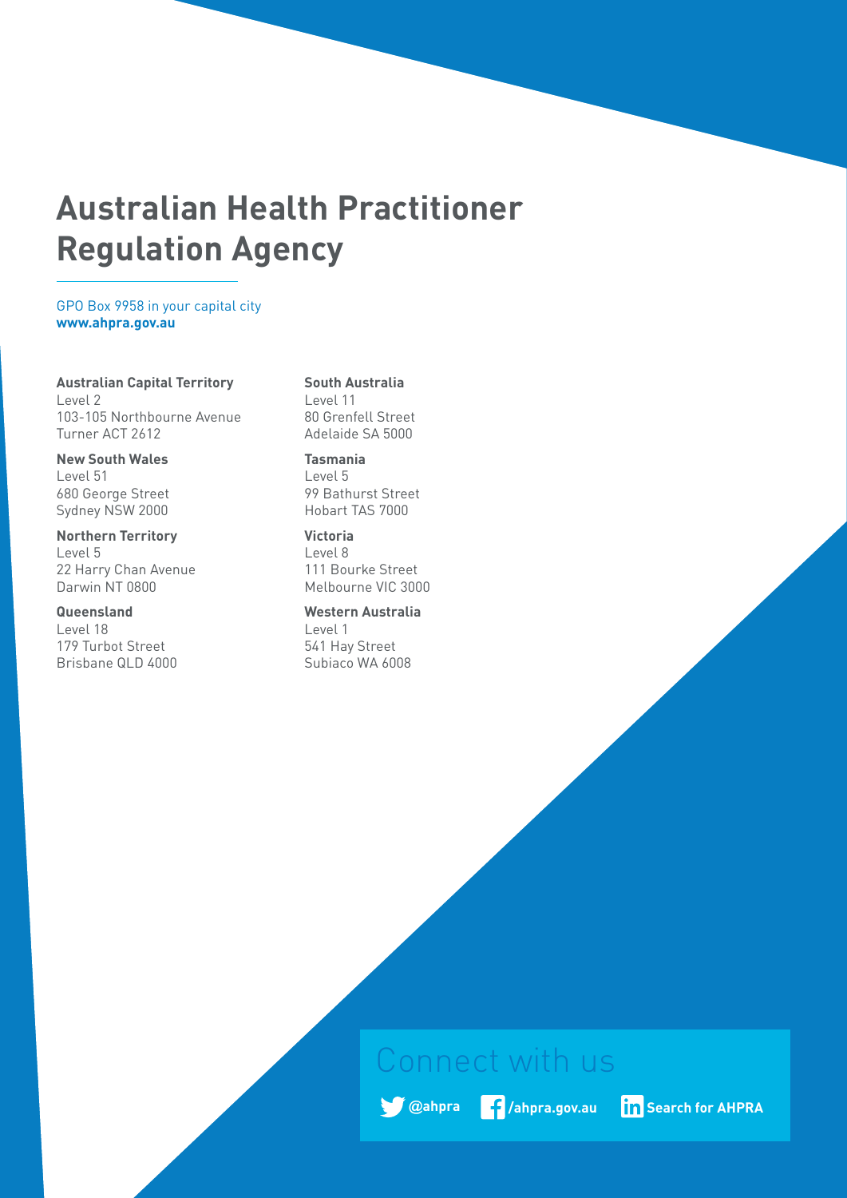# Australian Health Practitioner Regulation Agency

GPO Box 9958 in your capital city
**www.ahpra.gov.au**

**Australian Capital Territory**
Level 2
103-105 Northbourne Avenue
Turner ACT 2612

**New South Wales**
Level 51
680 George Street
Sydney NSW 2000

**Northern Territory**
Level 5
22 Harry Chan Avenue
Darwin NT 0800

**Queensland**
Level 18
179 Turbot Street
Brisbane QLD 4000

**South Australia**
Level 11
80 Grenfell Street
Adelaide SA 5000

**Tasmania**
Level 5
99 Bathurst Street
Hobart TAS 7000

**Victoria**
Level 8
111 Bourke Street
Melbourne VIC 3000

**Western Australia**
Level 1
541 Hay Street
Subiaco WA 6008

## Connect with us

**@ahpra** **/ahpra.gov.au** **Search for AHPRA**